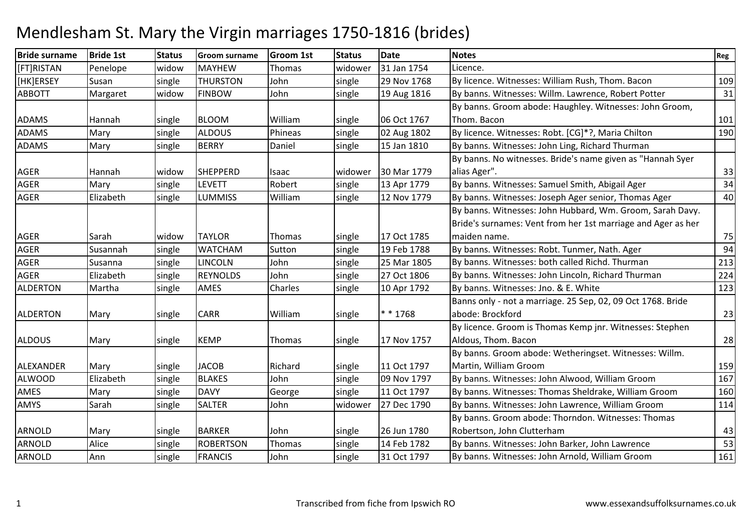# Mendlesham St. Mary the Virgin marriages 1750-1816 (brides)

| Bride surname | Bride 1st | Status | Groom surname | Groom 1st | Status | Date | Notes | Reg |
|---|---|---|---|---|---|---|---|---|
| [FT]RISTAN | Penelope | widow | MAYHEW | Thomas | widower | 31 Jan 1754 | Licence. | |
| [HK]ERSEY | Susan | single | THURSTON | John | single | 29 Nov 1768 | By licence. Witnesses: William Rush, Thom. Bacon | 109 |
| ABBOTT | Margaret | widow | FINBOW | John | single | 19 Aug 1816 | By banns. Witnesses: Willm. Lawrence, Robert Potter | 31 |
| ADAMS | Hannah | single | BLOOM | William | single | 06 Oct 1767 | By banns. Groom abode: Haughley. Witnesses: John Groom, Thom. Bacon | 101 |
| ADAMS | Mary | single | ALDOUS | Phineas | single | 02 Aug 1802 | By licence. Witnesses: Robt. [CG]*?, Maria Chilton | 190 |
| ADAMS | Mary | single | BERRY | Daniel | single | 15 Jan 1810 | By banns. Witnesses: John Ling, Richard Thurman | |
| AGER | Hannah | widow | SHEPPERD | Isaac | widower | 30 Mar 1779 | By banns. No witnesses. Bride's name given as "Hannah Syer alias Ager". | 33 |
| AGER | Mary | single | LEVETT | Robert | single | 13 Apr 1779 | By banns. Witnesses: Samuel Smith, Abigail Ager | 34 |
| AGER | Elizabeth | single | LUMMISS | William | single | 12 Nov 1779 | By banns. Witnesses: Joseph Ager senior, Thomas Ager | 40 |
| AGER | Sarah | widow | TAYLOR | Thomas | single | 17 Oct 1785 | By banns. Witnesses: John Hubbard, Wm. Groom, Sarah Davy. Bride's surnames: Vent from her 1st marriage and Ager as her maiden name. | 75 |
| AGER | Susannah | single | WATCHAM | Sutton | single | 19 Feb 1788 | By banns. Witnesses: Robt. Tunmer, Nath. Ager | 94 |
| AGER | Susanna | single | LINCOLN | John | single | 25 Mar 1805 | By banns. Witnesses: both called Richd. Thurman | 213 |
| AGER | Elizabeth | single | REYNOLDS | John | single | 27 Oct 1806 | By banns. Witnesses: John Lincoln, Richard Thurman | 224 |
| ALDERTON | Martha | single | AMES | Charles | single | 10 Apr 1792 | By banns. Witnesses: Jno. & E. White | 123 |
| ALDERTON | Mary | single | CARR | William | single | * * 1768 | Banns only - not a marriage. 25 Sep, 02, 09 Oct 1768. Bride abode: Brockford | 23 |
| ALDOUS | Mary | single | KEMP | Thomas | single | 17 Nov 1757 | By licence. Groom is Thomas Kemp jnr. Witnesses: Stephen Aldous, Thom. Bacon | 28 |
| ALEXANDER | Mary | single | JACOB | Richard | single | 11 Oct 1797 | By banns. Groom abode: Wetheringset. Witnesses: Willm. Martin, William Groom | 159 |
| ALWOOD | Elizabeth | single | BLAKES | John | single | 09 Nov 1797 | By banns. Witnesses: John Alwood, William Groom | 167 |
| AMES | Mary | single | DAVY | George | single | 11 Oct 1797 | By banns. Witnesses: Thomas Sheldrake, William Groom | 160 |
| AMYS | Sarah | single | SALTER | John | widower | 27 Dec 1790 | By banns. Witnesses: John Lawrence, William Groom | 114 |
| ARNOLD | Mary | single | BARKER | John | single | 26 Jun 1780 | By banns. Groom abode: Thorndon. Witnesses: Thomas Robertson, John Clutterham | 43 |
| ARNOLD | Alice | single | ROBERTSON | Thomas | single | 14 Feb 1782 | By banns. Witnesses: John Barker, John Lawrence | 53 |
| ARNOLD | Ann | single | FRANCIS | John | single | 31 Oct 1797 | By banns. Witnesses: John Arnold, William Groom | 161 |

Transcribed from fiche from Ipswich RO — www.essexandsuffolksurnames.co.uk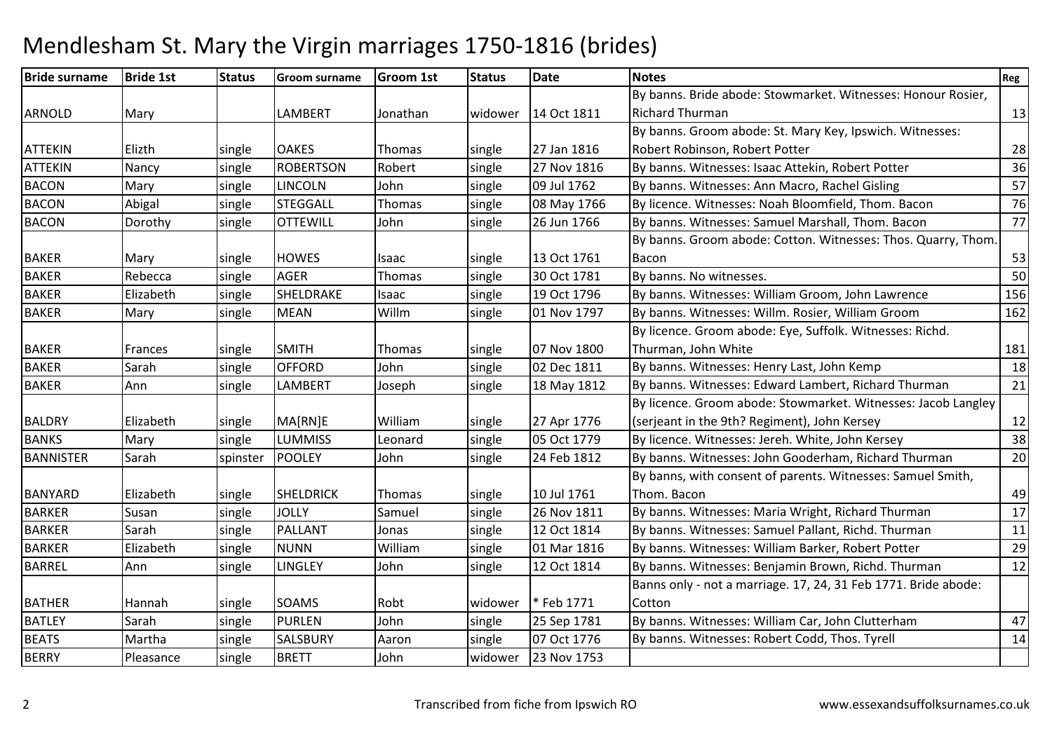# Mendlesham St. Mary the Virgin marriages 1750-1816 (brides)

| Bride surname | Bride 1st | Status | Groom surname | Groom 1st | Status | Date | Notes | Reg |
|---|---|---|---|---|---|---|---|---|
| ARNOLD | Mary | | LAMBERT | Jonathan | widower | 14 Oct 1811 | By banns. Bride abode: Stowmarket. Witnesses: Honour Rosier, Richard Thurman | 13 |
| ATTEKIN | Elizth | single | OAKES | Thomas | single | 27 Jan 1816 | By banns. Groom abode: St. Mary Key, Ipswich. Witnesses: Robert Robinson, Robert Potter | 28 |
| ATTEKIN | Nancy | single | ROBERTSON | Robert | single | 27 Nov 1816 | By banns. Witnesses: Isaac Attekin, Robert Potter | 36 |
| BACON | Mary | single | LINCOLN | John | single | 09 Jul 1762 | By banns. Witnesses: Ann Macro, Rachel Gisling | 57 |
| BACON | Abigal | single | STEGGALL | Thomas | single | 08 May 1766 | By licence. Witnesses: Noah Bloomfield, Thom. Bacon | 76 |
| BACON | Dorothy | single | OTTEWILL | John | single | 26 Jun 1766 | By banns. Witnesses: Samuel Marshall, Thom. Bacon | 77 |
| BAKER | Mary | single | HOWES | Isaac | single | 13 Oct 1761 | By banns. Groom abode: Cotton. Witnesses: Thos. Quarry, Thom. Bacon | 53 |
| BAKER | Rebecca | single | AGER | Thomas | single | 30 Oct 1781 | By banns. No witnesses. | 50 |
| BAKER | Elizabeth | single | SHELDRAKE | Isaac | single | 19 Oct 1796 | By banns. Witnesses: William Groom, John Lawrence | 156 |
| BAKER | Mary | single | MEAN | Willm | single | 01 Nov 1797 | By banns. Witnesses: Willm. Rosier, William Groom | 162 |
| BAKER | Frances | single | SMITH | Thomas | single | 07 Nov 1800 | By licence. Groom abode: Eye, Suffolk. Witnesses: Richd. Thurman, John White | 181 |
| BAKER | Sarah | single | OFFORD | John | single | 02 Dec 1811 | By banns. Witnesses: Henry Last, John Kemp | 18 |
| BAKER | Ann | single | LAMBERT | Joseph | single | 18 May 1812 | By banns. Witnesses: Edward Lambert, Richard Thurman | 21 |
| BALDRY | Elizabeth | single | MA[RN]E | William | single | 27 Apr 1776 | By licence. Groom abode: Stowmarket. Witnesses: Jacob Langley (serjeant in the 9th? Regiment), John Kersey | 12 |
| BANKS | Mary | single | LUMMISS | Leonard | single | 05 Oct 1779 | By licence. Witnesses: Jereh. White, John Kersey | 38 |
| BANNISTER | Sarah | spinster | POOLEY | John | single | 24 Feb 1812 | By banns. Witnesses: John Gooderham, Richard Thurman | 20 |
| BANYARD | Elizabeth | single | SHELDRICK | Thomas | single | 10 Jul 1761 | By banns, with consent of parents. Witnesses: Samuel Smith, Thom. Bacon | 49 |
| BARKER | Susan | single | JOLLY | Samuel | single | 26 Nov 1811 | By banns. Witnesses: Maria Wright, Richard Thurman | 17 |
| BARKER | Sarah | single | PALLANT | Jonas | single | 12 Oct 1814 | By banns. Witnesses: Samuel Pallant, Richd. Thurman | 11 |
| BARKER | Elizabeth | single | NUNN | William | single | 01 Mar 1816 | By banns. Witnesses: William Barker, Robert Potter | 29 |
| BARREL | Ann | single | LINGLEY | John | single | 12 Oct 1814 | By banns. Witnesses: Benjamin Brown, Richd. Thurman | 12 |
| BATHER | Hannah | single | SOAMS | Robt | widower | * Feb 1771 | Banns only - not a marriage. 17, 24, 31 Feb 1771. Bride abode: Cotton | |
| BATLEY | Sarah | single | PURLEN | John | single | 25 Sep 1781 | By banns. Witnesses: William Car, John Clutterham | 47 |
| BEATS | Martha | single | SALSBURY | Aaron | single | 07 Oct 1776 | By banns. Witnesses: Robert Codd, Thos. Tyrell | 14 |
| BERRY | Pleasance | single | BRETT | John | widower | 23 Nov 1753 | | |

Transcribed from fiche from Ipswich RO www.essexandsuffolksurnames.co.uk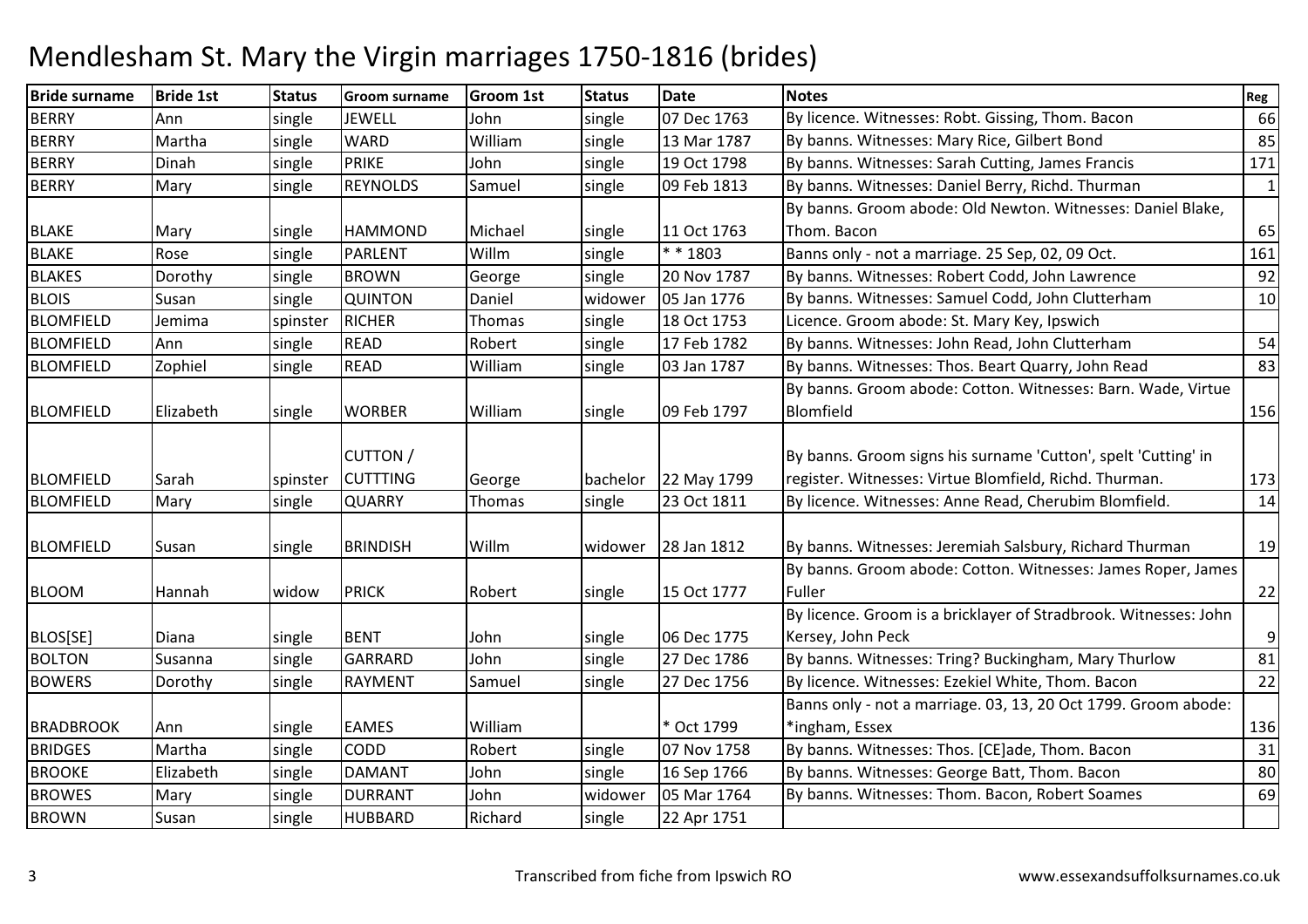# Mendlesham St. Mary the Virgin marriages 1750-1816 (brides)

| Bride surname | Bride 1st | Status | Groom surname | Groom 1st | Status | Date | Notes | Reg |
|---|---|---|---|---|---|---|---|---|
| BERRY | Ann | single | JEWELL | John | single | 07 Dec 1763 | By licence. Witnesses: Robt. Gissing, Thom. Bacon | 66 |
| BERRY | Martha | single | WARD | William | single | 13 Mar 1787 | By banns. Witnesses: Mary Rice, Gilbert Bond | 85 |
| BERRY | Dinah | single | PRIKE | John | single | 19 Oct 1798 | By banns. Witnesses: Sarah Cutting, James Francis | 171 |
| BERRY | Mary | single | REYNOLDS | Samuel | single | 09 Feb 1813 | By banns. Witnesses: Daniel Berry, Richd. Thurman | 1 |
| BLAKE | Mary | single | HAMMOND | Michael | single | 11 Oct 1763 | By banns. Groom abode: Old Newton. Witnesses: Daniel Blake, Thom. Bacon | 65 |
| BLAKE | Rose | single | PARLENT | Willm | single | * * 1803 | Banns only - not a marriage. 25 Sep, 02, 09 Oct. | 161 |
| BLAKES | Dorothy | single | BROWN | George | single | 20 Nov 1787 | By banns. Witnesses: Robert Codd, John Lawrence | 92 |
| BLOIS | Susan | single | QUINTON | Daniel | widower | 05 Jan 1776 | By banns. Witnesses: Samuel Codd, John Clutterham | 10 |
| BLOMFIELD | Jemima | spinster | RICHER | Thomas | single | 18 Oct 1753 | Licence. Groom abode: St. Mary Key, Ipswich | |
| BLOMFIELD | Ann | single | READ | Robert | single | 17 Feb 1782 | By banns. Witnesses: John Read, John Clutterham | 54 |
| BLOMFIELD | Zophiel | single | READ | William | single | 03 Jan 1787 | By banns. Witnesses: Thos. Beart Quarry, John Read | 83 |
| BLOMFIELD | Elizabeth | single | WORBER | William | single | 09 Feb 1797 | By banns. Groom abode: Cotton. Witnesses: Barn. Wade, Virtue Blomfield | 156 |
| BLOMFIELD | Sarah | spinster | CUTTON / CUTTTING | George | bachelor | 22 May 1799 | By banns. Groom signs his surname 'Cutton', spelt 'Cutting' in register. Witnesses: Virtue Blomfield, Richd. Thurman. | 173 |
| BLOMFIELD | Mary | single | QUARRY | Thomas | single | 23 Oct 1811 | By licence. Witnesses: Anne Read, Cherubim Blomfield. | 14 |
| BLOMFIELD | Susan | single | BRINDISH | Willm | widower | 28 Jan 1812 | By banns. Witnesses: Jeremiah Salsbury, Richard Thurman | 19 |
| BLOOM | Hannah | widow | PRICK | Robert | single | 15 Oct 1777 | By banns. Groom abode: Cotton. Witnesses: James Roper, James Fuller | 22 |
| BLOS[SE] | Diana | single | BENT | John | single | 06 Dec 1775 | By licence. Groom is a bricklayer of Stradbrook. Witnesses: John Kersey, John Peck | 9 |
| BOLTON | Susanna | single | GARRARD | John | single | 27 Dec 1786 | By banns. Witnesses: Tring? Buckingham, Mary Thurlow | 81 |
| BOWERS | Dorothy | single | RAYMENT | Samuel | single | 27 Dec 1756 | By licence. Witnesses: Ezekiel White, Thom. Bacon | 22 |
| BRADBROOK | Ann | single | EAMES | William | | * Oct 1799 | Banns only - not a marriage. 03, 13, 20 Oct 1799. Groom abode: *ingham, Essex | 136 |
| BRIDGES | Martha | single | CODD | Robert | single | 07 Nov 1758 | By banns. Witnesses: Thos. [CE]ade, Thom. Bacon | 31 |
| BROOKE | Elizabeth | single | DAMANT | John | single | 16 Sep 1766 | By banns. Witnesses: George Batt, Thom. Bacon | 80 |
| BROWES | Mary | single | DURRANT | John | widower | 05 Mar 1764 | By banns. Witnesses: Thom. Bacon, Robert Soames | 69 |
| BROWN | Susan | single | HUBBARD | Richard | single | 22 Apr 1751 | | |

Transcribed from fiche from Ipswich RO

www.essexandsuffolksurnames.co.uk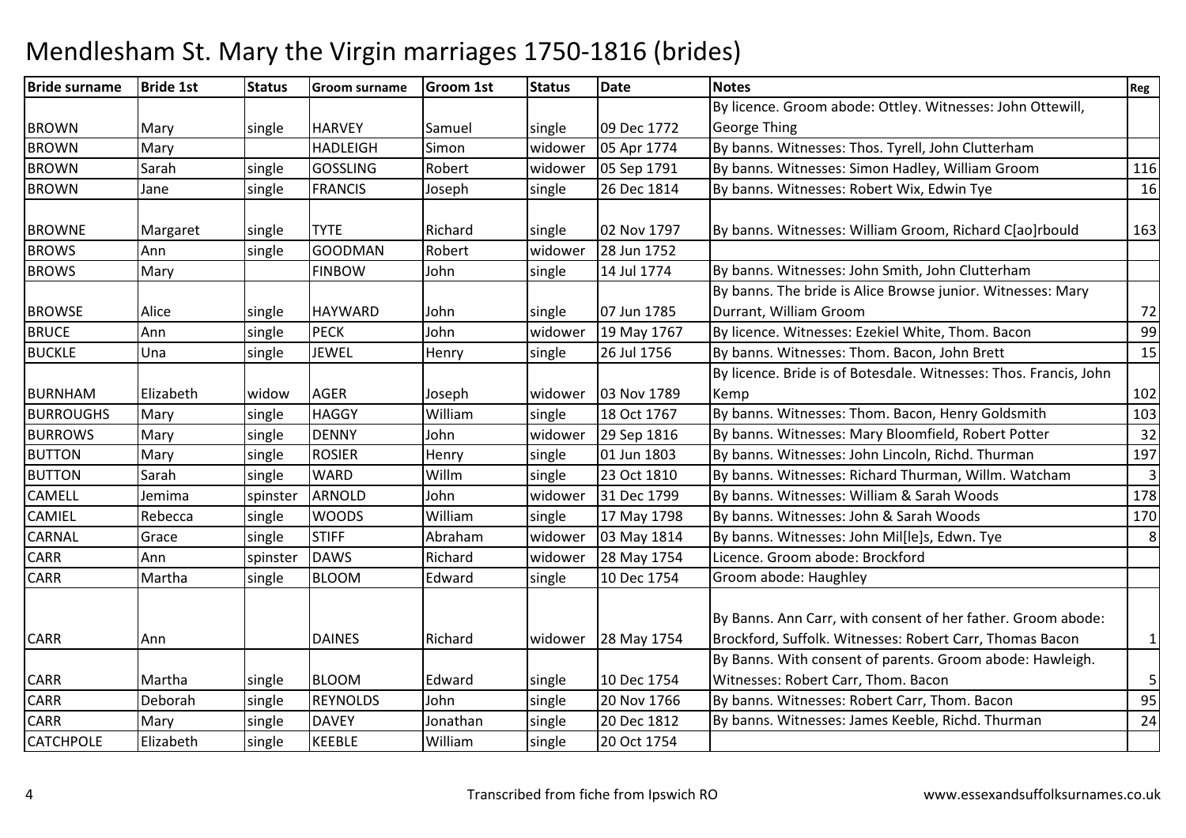# Mendlesham St. Mary the Virgin marriages 1750-1816 (brides)

| Bride surname | Bride 1st | Status | Groom surname | Groom 1st | Status | Date | Notes | Reg |
|---|---|---|---|---|---|---|---|---|
| BROWN | Mary | single | HARVEY | Samuel | single | 09 Dec 1772 | By licence. Groom abode: Ottley. Witnesses: John Ottewill, George Thing | |
| BROWN | Mary | | HADLEIGH | Simon | widower | 05 Apr 1774 | By banns. Witnesses: Thos. Tyrell, John Clutterham | |
| BROWN | Sarah | single | GOSSLING | Robert | widower | 05 Sep 1791 | By banns. Witnesses: Simon Hadley, William Groom | 116 |
| BROWN | Jane | single | FRANCIS | Joseph | single | 26 Dec 1814 | By banns. Witnesses: Robert Wix, Edwin Tye | 16 |
| BROWNE | Margaret | single | TYTE | Richard | single | 02 Nov 1797 | By banns. Witnesses: William Groom, Richard C[ao]rbould | 163 |
| BROWS | Ann | single | GOODMAN | Robert | widower | 28 Jun 1752 | | |
| BROWS | Mary | | FINBOW | John | single | 14 Jul 1774 | By banns. Witnesses: John Smith, John Clutterham | |
| BROWSE | Alice | single | HAYWARD | John | single | 07 Jun 1785 | By banns. The bride is Alice Browse junior. Witnesses: Mary Durrant, William Groom | 72 |
| BRUCE | Ann | single | PECK | John | widower | 19 May 1767 | By licence. Witnesses: Ezekiel White, Thom. Bacon | 99 |
| BUCKLE | Una | single | JEWEL | Henry | single | 26 Jul 1756 | By banns. Witnesses: Thom. Bacon, John Brett | 15 |
| BURNHAM | Elizabeth | widow | AGER | Joseph | widower | 03 Nov 1789 | By licence. Bride is of Botesdale. Witnesses: Thos. Francis, John Kemp | 102 |
| BURROUGHS | Mary | single | HAGGY | William | single | 18 Oct 1767 | By banns. Witnesses: Thom. Bacon, Henry Goldsmith | 103 |
| BURROWS | Mary | single | DENNY | John | widower | 29 Sep 1816 | By banns. Witnesses: Mary Bloomfield, Robert Potter | 32 |
| BUTTON | Mary | single | ROSIER | Henry | single | 01 Jun 1803 | By banns. Witnesses: John Lincoln, Richd. Thurman | 197 |
| BUTTON | Sarah | single | WARD | Willm | single | 23 Oct 1810 | By banns. Witnesses: Richard Thurman, Willm. Watcham | 3 |
| CAMELL | Jemima | spinster | ARNOLD | John | widower | 31 Dec 1799 | By banns. Witnesses: William & Sarah Woods | 178 |
| CAMIEL | Rebecca | single | WOODS | William | single | 17 May 1798 | By banns. Witnesses: John & Sarah Woods | 170 |
| CARNAL | Grace | single | STIFF | Abraham | widower | 03 May 1814 | By banns. Witnesses: John Mil[le]s, Edwn. Tye | 8 |
| CARR | Ann | spinster | DAWS | Richard | widower | 28 May 1754 | Licence. Groom abode: Brockford | |
| CARR | Martha | single | BLOOM | Edward | single | 10 Dec 1754 | Groom abode: Haughley | |
| CARR | Ann | | DAINES | Richard | widower | 28 May 1754 | By Banns. Ann Carr, with consent of her father. Groom abode: Brockford, Suffolk. Witnesses: Robert Carr, Thomas Bacon | 1 |
| CARR | Martha | single | BLOOM | Edward | single | 10 Dec 1754 | By Banns. With consent of parents. Groom abode: Hawleigh. Witnesses: Robert Carr, Thom. Bacon | 5 |
| CARR | Deborah | single | REYNOLDS | John | single | 20 Nov 1766 | By banns. Witnesses: Robert Carr, Thom. Bacon | 95 |
| CARR | Mary | single | DAVEY | Jonathan | single | 20 Dec 1812 | By banns. Witnesses: James Keeble, Richd. Thurman | 24 |
| CATCHPOLE | Elizabeth | single | KEEBLE | William | single | 20 Oct 1754 | | |

Transcribed from fiche from Ipswich RO

www.essexandsuffolksurnames.co.uk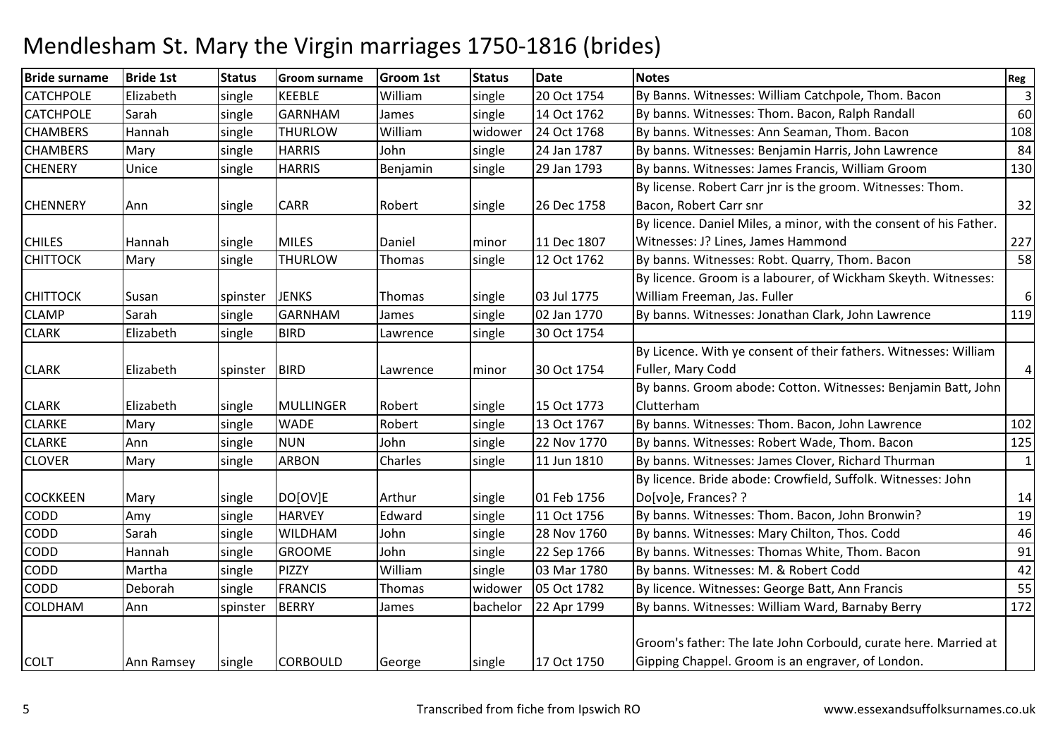# Mendlesham St. Mary the Virgin marriages 1750-1816 (brides)

| Bride surname | Bride 1st | Status | Groom surname | Groom 1st | Status | Date | Notes | Reg |
|---|---|---|---|---|---|---|---|---|
| CATCHPOLE | Elizabeth | single | KEEBLE | William | single | 20 Oct 1754 | By Banns. Witnesses: William Catchpole, Thom. Bacon | 3 |
| CATCHPOLE | Sarah | single | GARNHAM | James | single | 14 Oct 1762 | By banns. Witnesses: Thom. Bacon, Ralph Randall | 60 |
| CHAMBERS | Hannah | single | THURLOW | William | widower | 24 Oct 1768 | By banns. Witnesses: Ann Seaman, Thom. Bacon | 108 |
| CHAMBERS | Mary | single | HARRIS | John | single | 24 Jan 1787 | By banns. Witnesses: Benjamin Harris, John Lawrence | 84 |
| CHENERY | Unice | single | HARRIS | Benjamin | single | 29 Jan 1793 | By banns. Witnesses: James Francis, William Groom | 130 |
| CHENNERY | Ann | single | CARR | Robert | single | 26 Dec 1758 | By license. Robert Carr jnr is the groom. Witnesses: Thom. Bacon, Robert Carr snr | 32 |
| CHILES | Hannah | single | MILES | Daniel | minor | 11 Dec 1807 | By licence. Daniel Miles, a minor, with the consent of his Father. Witnesses: J? Lines, James Hammond | 227 |
| CHITTOCK | Mary | single | THURLOW | Thomas | single | 12 Oct 1762 | By banns. Witnesses: Robt. Quarry, Thom. Bacon | 58 |
| CHITTOCK | Susan | spinster | JENKS | Thomas | single | 03 Jul 1775 | By licence. Groom is a labourer, of Wickham Skeyth. Witnesses: William Freeman, Jas. Fuller | 6 |
| CLAMP | Sarah | single | GARNHAM | James | single | 02 Jan 1770 | By banns. Witnesses: Jonathan Clark, John Lawrence | 119 |
| CLARK | Elizabeth | single | BIRD | Lawrence | single | 30 Oct 1754 | | |
| CLARK | Elizabeth | spinster | BIRD | Lawrence | minor | 30 Oct 1754 | By Licence. With ye consent of their fathers. Witnesses: William Fuller, Mary Codd | 4 |
| CLARK | Elizabeth | single | MULLINGER | Robert | single | 15 Oct 1773 | By banns. Groom abode: Cotton. Witnesses: Benjamin Batt, John Clutterham | |
| CLARKE | Mary | single | WADE | Robert | single | 13 Oct 1767 | By banns. Witnesses: Thom. Bacon, John Lawrence | 102 |
| CLARKE | Ann | single | NUN | John | single | 22 Nov 1770 | By banns. Witnesses: Robert Wade, Thom. Bacon | 125 |
| CLOVER | Mary | single | ARBON | Charles | single | 11 Jun 1810 | By banns. Witnesses: James Clover, Richard Thurman | 1 |
| COCKKEEN | Mary | single | DO[OV]E | Arthur | single | 01 Feb 1756 | By licence. Bride abode: Crowfield, Suffolk. Witnesses: John Do[vo]e, Frances? ? | 14 |
| CODD | Amy | single | HARVEY | Edward | single | 11 Oct 1756 | By banns. Witnesses: Thom. Bacon, John Bronwin? | 19 |
| CODD | Sarah | single | WILDHAM | John | single | 28 Nov 1760 | By banns. Witnesses: Mary Chilton, Thos. Codd | 46 |
| CODD | Hannah | single | GROOME | John | single | 22 Sep 1766 | By banns. Witnesses: Thomas White, Thom. Bacon | 91 |
| CODD | Martha | single | PIZZY | William | single | 03 Mar 1780 | By banns. Witnesses: M. & Robert Codd | 42 |
| CODD | Deborah | single | FRANCIS | Thomas | widower | 05 Oct 1782 | By licence. Witnesses: George Batt, Ann Francis | 55 |
| COLDHAM | Ann | spinster | BERRY | James | bachelor | 22 Apr 1799 | By banns. Witnesses: William Ward, Barnaby Berry | 172 |
| COLT | Ann Ramsey | single | CORBOULD | George | single | 17 Oct 1750 | Groom's father: The late John Corbould, curate here. Married at Gipping Chappel. Groom is an engraver, of London. | |

Transcribed from fiche from Ipswich RO — www.essexandsuffolksurnames.co.uk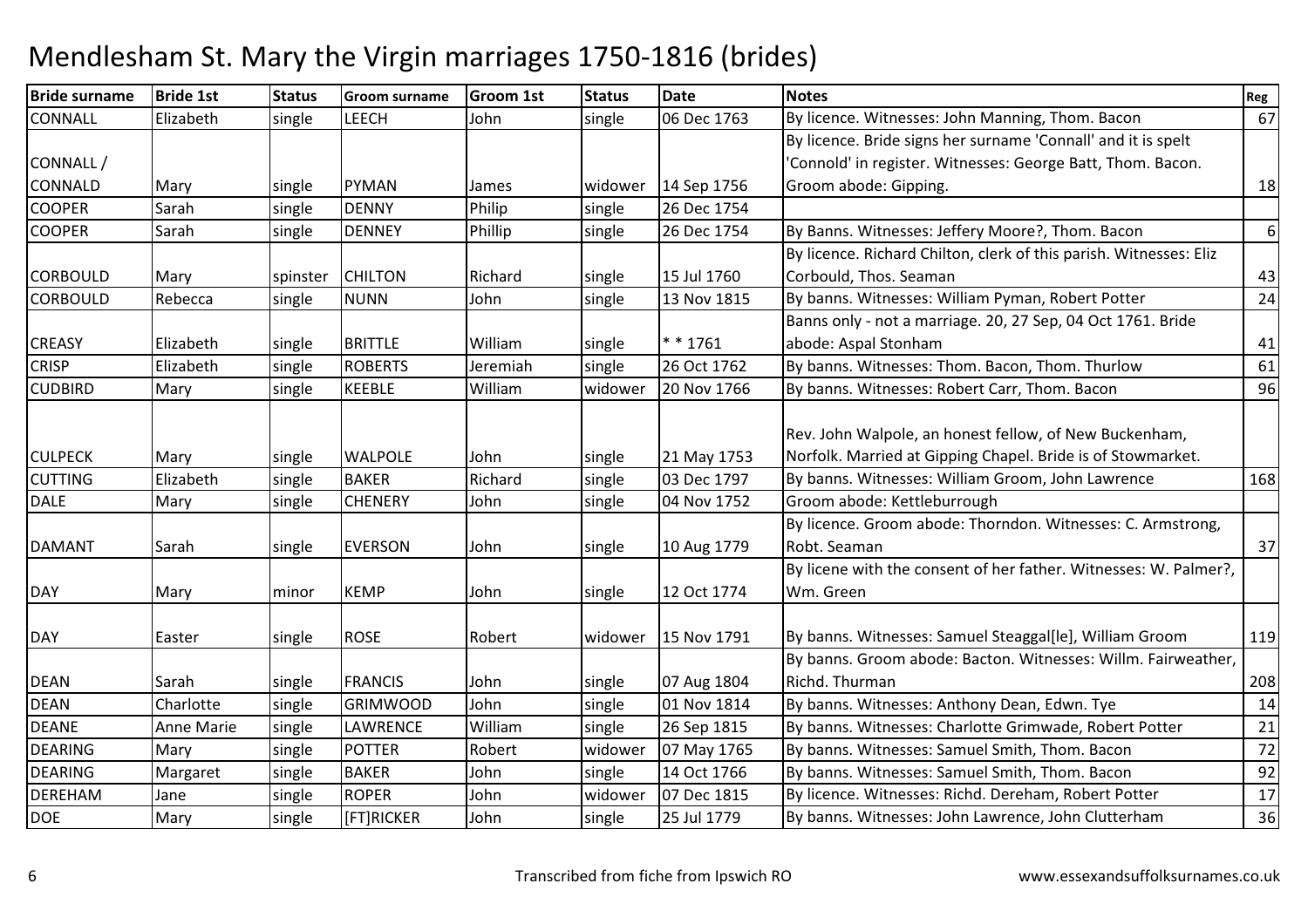# Mendlesham St. Mary the Virgin marriages 1750-1816 (brides)

| Bride surname | Bride 1st | Status | Groom surname | Groom 1st | Status | Date | Notes | Reg |
|---|---|---|---|---|---|---|---|---|
| CONNALL | Elizabeth | single | LEECH | John | single | 06 Dec 1763 | By licence. Witnesses: John Manning, Thom. Bacon | 67 |
| CONNALL / CONNALD | Mary | single | PYMAN | James | widower | 14 Sep 1756 | By licence. Bride signs her surname 'Connall' and it is spelt 'Connold' in register. Witnesses: George Batt, Thom. Bacon. Groom abode: Gipping. | 18 |
| COOPER | Sarah | single | DENNY | Philip | single | 26 Dec 1754 | | |
| COOPER | Sarah | single | DENNEY | Phillip | single | 26 Dec 1754 | By Banns. Witnesses: Jeffery Moore?, Thom. Bacon | 6 |
| CORBOULD | Mary | spinster | CHILTON | Richard | single | 15 Jul 1760 | By licence. Richard Chilton, clerk of this parish. Witnesses: Eliz Corbould, Thos. Seaman | 43 |
| CORBOULD | Rebecca | single | NUNN | John | single | 13 Nov 1815 | By banns. Witnesses: William Pyman, Robert Potter | 24 |
| CREASY | Elizabeth | single | BRITTLE | William | single | * * 1761 | Banns only - not a marriage. 20, 27 Sep, 04 Oct 1761. Bride abode: Aspal Stonham | 41 |
| CRISP | Elizabeth | single | ROBERTS | Jeremiah | single | 26 Oct 1762 | By banns. Witnesses: Thom. Bacon, Thom. Thurlow | 61 |
| CUDBIRD | Mary | single | KEEBLE | William | widower | 20 Nov 1766 | By banns. Witnesses: Robert Carr, Thom. Bacon | 96 |
| CULPECK | Mary | single | WALPOLE | John | single | 21 May 1753 | Rev. John Walpole, an honest fellow, of New Buckenham, Norfolk. Married at Gipping Chapel. Bride is of Stowmarket. | |
| CUTTING | Elizabeth | single | BAKER | Richard | single | 03 Dec 1797 | By banns. Witnesses: William Groom, John Lawrence | 168 |
| DALE | Mary | single | CHENERY | John | single | 04 Nov 1752 | Groom abode: Kettleburrough | |
| DAMANT | Sarah | single | EVERSON | John | single | 10 Aug 1779 | By licence. Groom abode: Thorndon. Witnesses: C. Armstrong, Robt. Seaman | 37 |
| DAY | Mary | minor | KEMP | John | single | 12 Oct 1774 | By licene with the consent of her father. Witnesses: W. Palmer?, Wm. Green | |
| DAY | Easter | single | ROSE | Robert | widower | 15 Nov 1791 | By banns. Witnesses: Samuel Steaggal[le], William Groom | 119 |
| DEAN | Sarah | single | FRANCIS | John | single | 07 Aug 1804 | By banns. Groom abode: Bacton. Witnesses: Willm. Fairweather, Richd. Thurman | 208 |
| DEAN | Charlotte | single | GRIMWOOD | John | single | 01 Nov 1814 | By banns. Witnesses: Anthony Dean, Edwn. Tye | 14 |
| DEANE | Anne Marie | single | LAWRENCE | William | single | 26 Sep 1815 | By banns. Witnesses: Charlotte Grimwade, Robert Potter | 21 |
| DEARING | Mary | single | POTTER | Robert | widower | 07 May 1765 | By banns. Witnesses: Samuel Smith, Thom. Bacon | 72 |
| DEARING | Margaret | single | BAKER | John | single | 14 Oct 1766 | By banns. Witnesses: Samuel Smith, Thom. Bacon | 92 |
| DEREHAM | Jane | single | ROPER | John | widower | 07 Dec 1815 | By licence. Witnesses: Richd. Dereham, Robert Potter | 17 |
| DOE | Mary | single | [FT]RICKER | John | single | 25 Jul 1779 | By banns. Witnesses: John Lawrence, John Clutterham | 36 |

Transcribed from fiche from Ipswich RO www.essexandsuffolksurnames.co.uk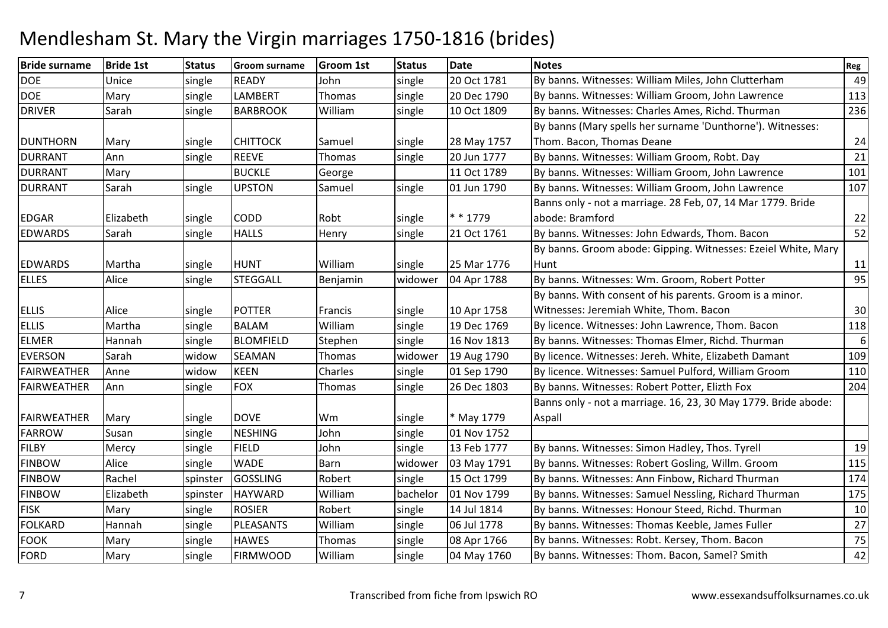# Mendlesham St. Mary the Virgin marriages 1750-1816 (brides)

| Bride surname | Bride 1st | Status | Groom surname | Groom 1st | Status | Date | Notes | Reg |
|---|---|---|---|---|---|---|---|---|
| DOE | Unice | single | READY | John | single | 20 Oct 1781 | By banns. Witnesses: William Miles, John Clutterham | 49 |
| DOE | Mary | single | LAMBERT | Thomas | single | 20 Dec 1790 | By banns. Witnesses: William Groom, John Lawrence | 113 |
| DRIVER | Sarah | single | BARBROOK | William | single | 10 Oct 1809 | By banns. Witnesses: Charles Ames, Richd. Thurman | 236 |
| DUNTHORN | Mary | single | CHITTOCK | Samuel | single | 28 May 1757 | By banns (Mary spells her surname 'Dunthorne'). Witnesses: Thom. Bacon, Thomas Deane | 24 |
| DURRANT | Ann | single | REEVE | Thomas | single | 20 Jun 1777 | By banns. Witnesses: William Groom, Robt. Day | 21 |
| DURRANT | Mary | | BUCKLE | George | | 11 Oct 1789 | By banns. Witnesses: William Groom, John Lawrence | 101 |
| DURRANT | Sarah | single | UPSTON | Samuel | single | 01 Jun 1790 | By banns. Witnesses: William Groom, John Lawrence | 107 |
| EDGAR | Elizabeth | single | CODD | Robt | single | * * 1779 | Banns only - not a marriage. 28 Feb, 07, 14 Mar 1779. Bride abode: Bramford | 22 |
| EDWARDS | Sarah | single | HALLS | Henry | single | 21 Oct 1761 | By banns. Witnesses: John Edwards, Thom. Bacon | 52 |
| EDWARDS | Martha | single | HUNT | William | single | 25 Mar 1776 | By banns. Groom abode: Gipping. Witnesses: Ezeiel White, Mary Hunt | 11 |
| ELLES | Alice | single | STEGGALL | Benjamin | widower | 04 Apr 1788 | By banns. Witnesses: Wm. Groom, Robert Potter | 95 |
| ELLIS | Alice | single | POTTER | Francis | single | 10 Apr 1758 | By banns. With consent of his parents. Groom is a minor. Witnesses: Jeremiah White, Thom. Bacon | 30 |
| ELLIS | Martha | single | BALAM | William | single | 19 Dec 1769 | By licence. Witnesses: John Lawrence, Thom. Bacon | 118 |
| ELMER | Hannah | single | BLOMFIELD | Stephen | single | 16 Nov 1813 | By banns. Witnesses: Thomas Elmer, Richd. Thurman | 6 |
| EVERSON | Sarah | widow | SEAMAN | Thomas | widower | 19 Aug 1790 | By licence. Witnesses: Jereh. White, Elizabeth Damant | 109 |
| FAIRWEATHER | Anne | widow | KEEN | Charles | single | 01 Sep 1790 | By licence. Witnesses: Samuel Pulford, William Groom | 110 |
| FAIRWEATHER | Ann | single | FOX | Thomas | single | 26 Dec 1803 | By banns. Witnesses: Robert Potter, Elizth Fox | 204 |
| FAIRWEATHER | Mary | single | DOVE | Wm | single | * May 1779 | Banns only - not a marriage. 16, 23, 30 May 1779. Bride abode: Aspall | |
| FARROW | Susan | single | NESHING | John | single | 01 Nov 1752 | | |
| FILBY | Mercy | single | FIELD | John | single | 13 Feb 1777 | By banns. Witnesses: Simon Hadley, Thos. Tyrell | 19 |
| FINBOW | Alice | single | WADE | Barn | widower | 03 May 1791 | By banns. Witnesses: Robert Gosling, Willm. Groom | 115 |
| FINBOW | Rachel | spinster | GOSSLING | Robert | single | 15 Oct 1799 | By banns. Witnesses: Ann Finbow, Richard Thurman | 174 |
| FINBOW | Elizabeth | spinster | HAYWARD | William | bachelor | 01 Nov 1799 | By banns. Witnesses: Samuel Nessling, Richard Thurman | 175 |
| FISK | Mary | single | ROSIER | Robert | single | 14 Jul 1814 | By banns. Witnesses: Honour Steed, Richd. Thurman | 10 |
| FOLKARD | Hannah | single | PLEASANTS | William | single | 06 Jul 1778 | By banns. Witnesses: Thomas Keeble, James Fuller | 27 |
| FOOK | Mary | single | HAWES | Thomas | single | 08 Apr 1766 | By banns. Witnesses: Robt. Kersey, Thom. Bacon | 75 |
| FORD | Mary | single | FIRMWOOD | William | single | 04 May 1760 | By banns. Witnesses: Thom. Bacon, Samel? Smith | 42 |

Transcribed from fiche from Ipswich RO

www.essexandsuffolksurnames.co.uk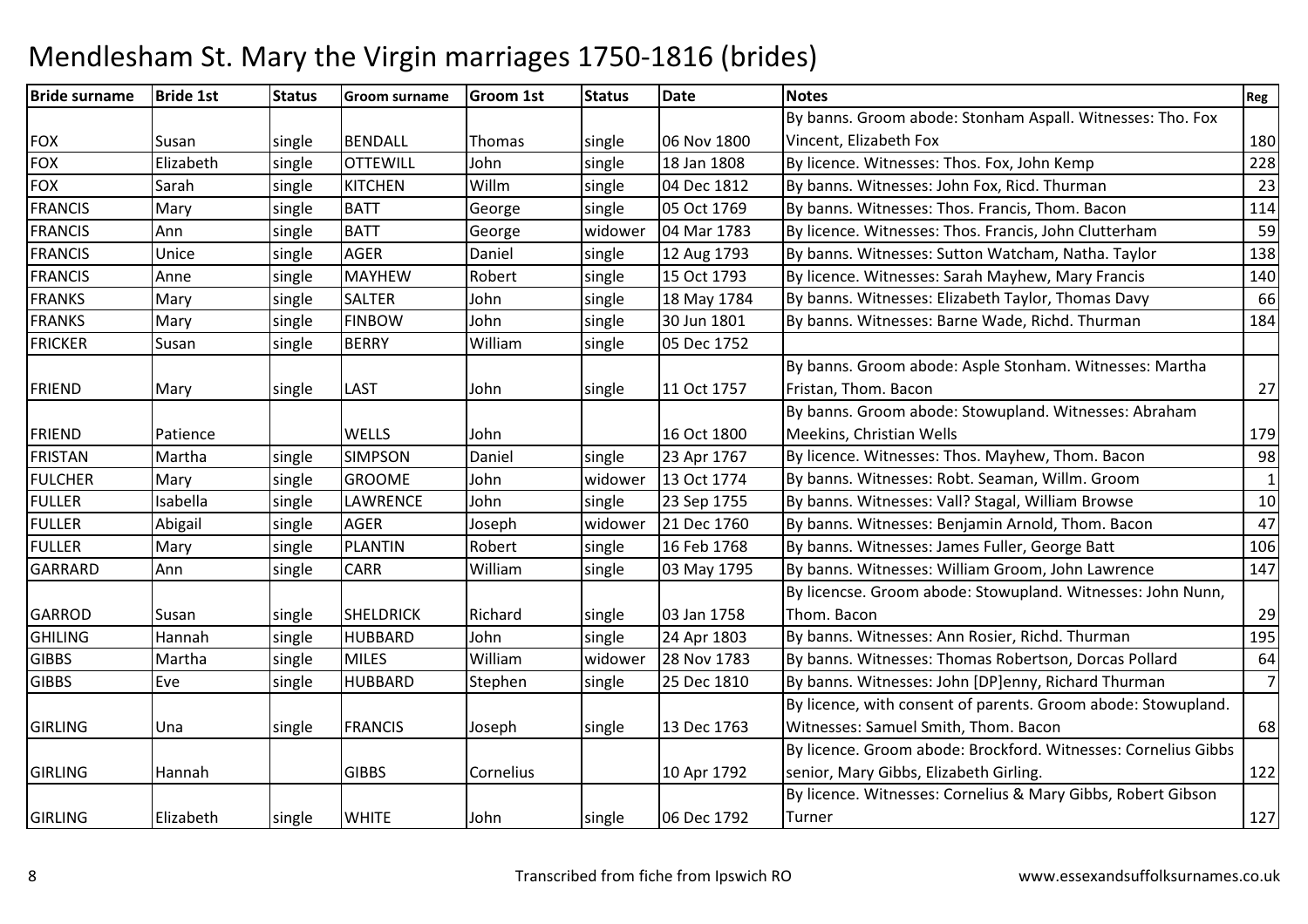# Mendlesham St. Mary the Virgin marriages 1750-1816 (brides)

| Bride surname | Bride 1st | Status | Groom surname | Groom 1st | Status | Date | Notes | Reg |
|---|---|---|---|---|---|---|---|---|
| FOX | Susan | single | BENDALL | Thomas | single | 06 Nov 1800 | By banns. Groom abode: Stonham Aspall. Witnesses: Tho. Fox Vincent, Elizabeth Fox | 180 |
| FOX | Elizabeth | single | OTTEWILL | John | single | 18 Jan 1808 | By licence. Witnesses: Thos. Fox, John Kemp | 228 |
| FOX | Sarah | single | KITCHEN | Willm | single | 04 Dec 1812 | By banns. Witnesses: John Fox, Ricd. Thurman | 23 |
| FRANCIS | Mary | single | BATT | George | single | 05 Oct 1769 | By banns. Witnesses: Thos. Francis, Thom. Bacon | 114 |
| FRANCIS | Ann | single | BATT | George | widower | 04 Mar 1783 | By licence. Witnesses: Thos. Francis, John Clutterham | 59 |
| FRANCIS | Unice | single | AGER | Daniel | single | 12 Aug 1793 | By banns. Witnesses: Sutton Watcham, Natha. Taylor | 138 |
| FRANCIS | Anne | single | MAYHEW | Robert | single | 15 Oct 1793 | By licence. Witnesses: Sarah Mayhew, Mary Francis | 140 |
| FRANKS | Mary | single | SALTER | John | single | 18 May 1784 | By banns. Witnesses: Elizabeth Taylor, Thomas Davy | 66 |
| FRANKS | Mary | single | FINBOW | John | single | 30 Jun 1801 | By banns. Witnesses: Barne Wade, Richd. Thurman | 184 |
| FRICKER | Susan | single | BERRY | William | single | 05 Dec 1752 | | |
| FRIEND | Mary | single | LAST | John | single | 11 Oct 1757 | By banns. Groom abode: Asple Stonham. Witnesses: Martha Fristan, Thom. Bacon | 27 |
| FRIEND | Patience | | WELLS | John | | 16 Oct 1800 | By banns. Groom abode: Stowupland. Witnesses: Abraham Meekins, Christian Wells | 179 |
| FRISTAN | Martha | single | SIMPSON | Daniel | single | 23 Apr 1767 | By licence. Witnesses: Thos. Mayhew, Thom. Bacon | 98 |
| FULCHER | Mary | single | GROOME | John | widower | 13 Oct 1774 | By banns. Witnesses: Robt. Seaman, Willm. Groom | 1 |
| FULLER | Isabella | single | LAWRENCE | John | single | 23 Sep 1755 | By banns. Witnesses: Vall? Stagal, William Browse | 10 |
| FULLER | Abigail | single | AGER | Joseph | widower | 21 Dec 1760 | By banns. Witnesses: Benjamin Arnold, Thom. Bacon | 47 |
| FULLER | Mary | single | PLANTIN | Robert | single | 16 Feb 1768 | By banns. Witnesses: James Fuller, George Batt | 106 |
| GARRARD | Ann | single | CARR | William | single | 03 May 1795 | By banns. Witnesses: William Groom, John Lawrence | 147 |
| GARROD | Susan | single | SHELDRICK | Richard | single | 03 Jan 1758 | By licencse. Groom abode: Stowupland. Witnesses: John Nunn, Thom. Bacon | 29 |
| GHILING | Hannah | single | HUBBARD | John | single | 24 Apr 1803 | By banns. Witnesses: Ann Rosier, Richd. Thurman | 195 |
| GIBBS | Martha | single | MILES | William | widower | 28 Nov 1783 | By banns. Witnesses: Thomas Robertson, Dorcas Pollard | 64 |
| GIBBS | Eve | single | HUBBARD | Stephen | single | 25 Dec 1810 | By banns. Witnesses: John [DP]enny, Richard Thurman | 7 |
| GIRLING | Una | single | FRANCIS | Joseph | single | 13 Dec 1763 | By licence, with consent of parents. Groom abode: Stowupland. Witnesses: Samuel Smith, Thom. Bacon | 68 |
| GIRLING | Hannah | | GIBBS | Cornelius | | 10 Apr 1792 | By licence. Groom abode: Brockford. Witnesses: Cornelius Gibbs senior, Mary Gibbs, Elizabeth Girling. | 122 |
| GIRLING | Elizabeth | single | WHITE | John | single | 06 Dec 1792 | By licence. Witnesses: Cornelius & Mary Gibbs, Robert Gibson Turner | 127 |

Transcribed from fiche from Ipswich RO

www.essexandsuffolksurnames.co.uk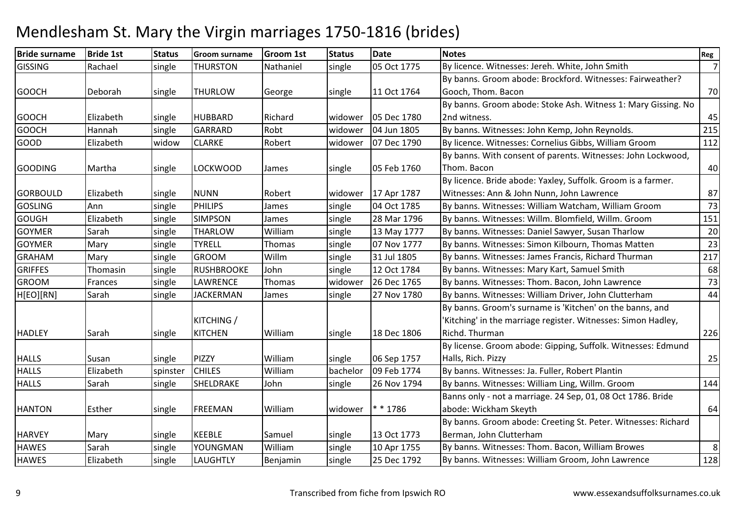# Mendlesham St. Mary the Virgin marriages 1750-1816 (brides)

| Bride surname | Bride 1st | Status | Groom surname | Groom 1st | Status | Date | Notes | Reg |
|---|---|---|---|---|---|---|---|---|
| GISSING | Rachael | single | THURSTON | Nathaniel | single | 05 Oct 1775 | By licence. Witnesses: Jereh. White, John Smith | 7 |
| GOOCH | Deborah | single | THURLOW | George | single | 11 Oct 1764 | By banns. Groom abode: Brockford. Witnesses: Fairweather? Gooch, Thom. Bacon | 70 |
| GOOCH | Elizabeth | single | HUBBARD | Richard | widower | 05 Dec 1780 | By banns. Groom abode: Stoke Ash. Witness 1: Mary Gissing. No 2nd witness. | 45 |
| GOOCH | Hannah | single | GARRARD | Robt | widower | 04 Jun 1805 | By banns. Witnesses: John Kemp, John Reynolds. | 215 |
| GOOD | Elizabeth | widow | CLARKE | Robert | widower | 07 Dec 1790 | By licence. Witnesses: Cornelius Gibbs, William Groom | 112 |
| GOODING | Martha | single | LOCKWOOD | James | single | 05 Feb 1760 | By banns. With consent of parents. Witnesses: John Lockwood, Thom. Bacon | 40 |
| GORBOULD | Elizabeth | single | NUNN | Robert | widower | 17 Apr 1787 | By licence. Bride abode: Yaxley, Suffolk. Groom is a farmer. Witnesses: Ann & John Nunn, John Lawrence | 87 |
| GOSLING | Ann | single | PHILIPS | James | single | 04 Oct 1785 | By banns. Witnesses: William Watcham, William Groom | 73 |
| GOUGH | Elizabeth | single | SIMPSON | James | single | 28 Mar 1796 | By banns. Witnesses: Willm. Blomfield, Willm. Groom | 151 |
| GOYMER | Sarah | single | THARLOW | William | single | 13 May 1777 | By banns. Witnesses: Daniel Sawyer, Susan Tharlow | 20 |
| GOYMER | Mary | single | TYRELL | Thomas | single | 07 Nov 1777 | By banns. Witnesses: Simon Kilbourn, Thomas Matten | 23 |
| GRAHAM | Mary | single | GROOM | Willm | single | 31 Jul 1805 | By banns. Witnesses: James Francis, Richard Thurman | 217 |
| GRIFFES | Thomasin | single | RUSHBROOKE | John | single | 12 Oct 1784 | By banns. Witnesses: Mary Kart, Samuel Smith | 68 |
| GROOM | Frances | single | LAWRENCE | Thomas | widower | 26 Dec 1765 | By banns. Witnesses: Thom. Bacon, John Lawrence | 73 |
| H[EO][RN] | Sarah | single | JACKERMAN | James | single | 27 Nov 1780 | By banns. Witnesses: William Driver, John Clutterham | 44 |
| HADLEY | Sarah | single | KITCHING / KITCHEN | William | single | 18 Dec 1806 | By banns. Groom's surname is 'Kitchen' on the banns, and 'Kitching' in the marriage register. Witnesses: Simon Hadley, Richd. Thurman | 226 |
| HALLS | Susan | single | PIZZY | William | single | 06 Sep 1757 | By license. Groom abode: Gipping, Suffolk. Witnesses: Edmund Halls, Rich. Pizzy | 25 |
| HALLS | Elizabeth | spinster | CHILES | William | bachelor | 09 Feb 1774 | By banns. Witnesses: Ja. Fuller, Robert Plantin | |
| HALLS | Sarah | single | SHELDRAKE | John | single | 26 Nov 1794 | By banns. Witnesses: William Ling, Willm. Groom | 144 |
| HANTON | Esther | single | FREEMAN | William | widower | * * 1786 | Banns only - not a marriage. 24 Sep, 01, 08 Oct 1786. Bride abode: Wickham Skeyth | 64 |
| HARVEY | Mary | single | KEEBLE | Samuel | single | 13 Oct 1773 | By banns. Groom abode: Creeting St. Peter. Witnesses: Richard Berman, John Clutterham | |
| HAWES | Sarah | single | YOUNGMAN | William | single | 10 Apr 1755 | By banns. Witnesses: Thom. Bacon, William Browes | 8 |
| HAWES | Elizabeth | single | LAUGHTLY | Benjamin | single | 25 Dec 1792 | By banns. Witnesses: William Groom, John Lawrence | 128 |

Transcribed from fiche from Ipswich RO

www.essexandsuffolksurnames.co.uk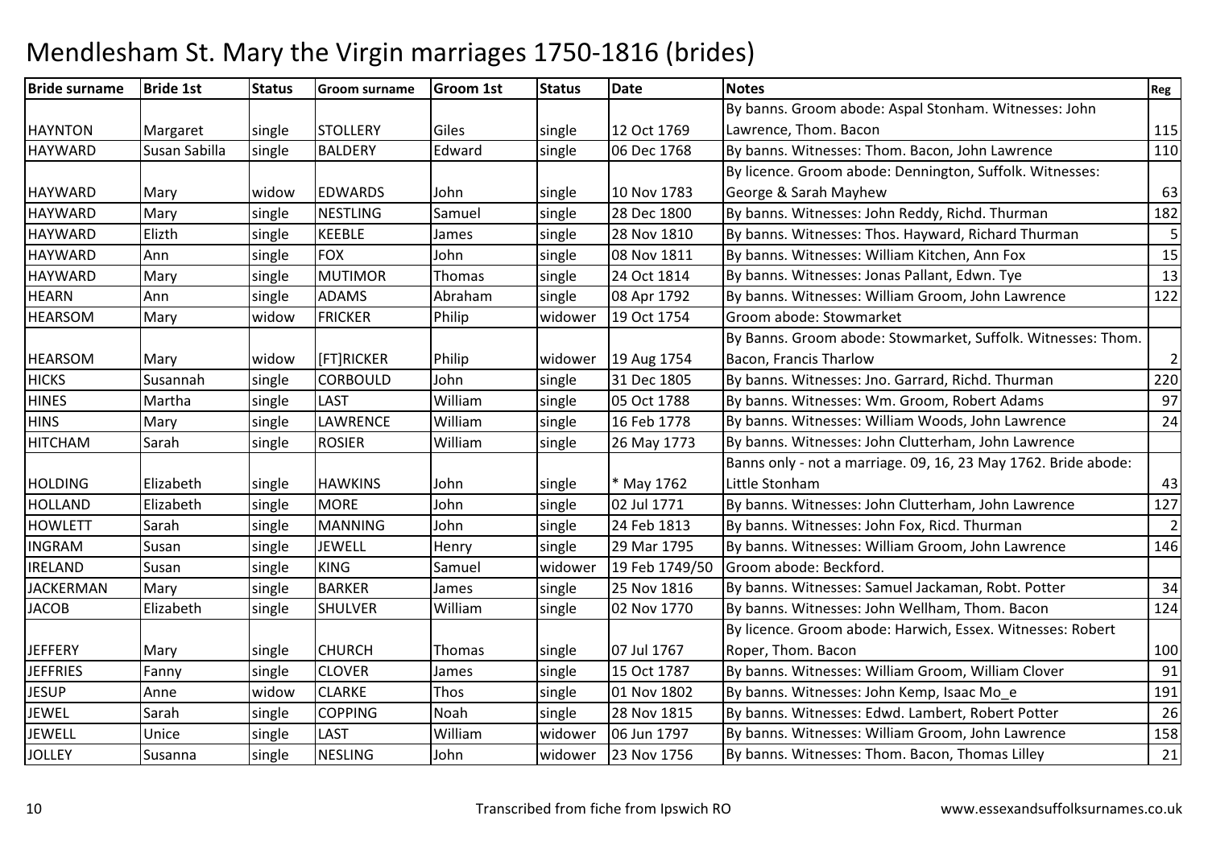# Mendlesham St. Mary the Virgin marriages 1750-1816 (brides)

| Bride surname | Bride 1st | Status | Groom surname | Groom 1st | Status | Date | Notes | Reg |
|---|---|---|---|---|---|---|---|---|
| HAYNTON | Margaret | single | STOLLERY | Giles | single | 12 Oct 1769 | By banns. Groom abode: Aspal Stonham. Witnesses: John Lawrence, Thom. Bacon | 115 |
| HAYWARD | Susan Sabilla | single | BALDERY | Edward | single | 06 Dec 1768 | By banns. Witnesses: Thom. Bacon, John Lawrence | 110 |
| HAYWARD | Mary | widow | EDWARDS | John | single | 10 Nov 1783 | By licence. Groom abode: Dennington, Suffolk. Witnesses: George & Sarah Mayhew | 63 |
| HAYWARD | Mary | single | NESTLING | Samuel | single | 28 Dec 1800 | By banns. Witnesses: John Reddy, Richd. Thurman | 182 |
| HAYWARD | Elizth | single | KEEBLE | James | single | 28 Nov 1810 | By banns. Witnesses: Thos. Hayward, Richard Thurman | 5 |
| HAYWARD | Ann | single | FOX | John | single | 08 Nov 1811 | By banns. Witnesses: William Kitchen, Ann Fox | 15 |
| HAYWARD | Mary | single | MUTIMOR | Thomas | single | 24 Oct 1814 | By banns. Witnesses: Jonas Pallant, Edwn. Tye | 13 |
| HEARN | Ann | single | ADAMS | Abraham | single | 08 Apr 1792 | By banns. Witnesses: William Groom, John Lawrence | 122 |
| HEARSOM | Mary | widow | FRICKER | Philip | widower | 19 Oct 1754 | Groom abode: Stowmarket | |
| HEARSOM | Mary | widow | [FT]RICKER | Philip | widower | 19 Aug 1754 | By Banns. Groom abode: Stowmarket, Suffolk. Witnesses: Thom. Bacon, Francis Tharlow | 2 |
| HICKS | Susannah | single | CORBOULD | John | single | 31 Dec 1805 | By banns. Witnesses: Jno. Garrard, Richd. Thurman | 220 |
| HINES | Martha | single | LAST | William | single | 05 Oct 1788 | By banns. Witnesses: Wm. Groom, Robert Adams | 97 |
| HINS | Mary | single | LAWRENCE | William | single | 16 Feb 1778 | By banns. Witnesses: William Woods, John Lawrence | 24 |
| HITCHAM | Sarah | single | ROSIER | William | single | 26 May 1773 | By banns. Witnesses: John Clutterham, John Lawrence | |
| HOLDING | Elizabeth | single | HAWKINS | John | single | * May 1762 | Banns only - not a marriage. 09, 16, 23 May 1762. Bride abode: Little Stonham | 43 |
| HOLLAND | Elizabeth | single | MORE | John | single | 02 Jul 1771 | By banns. Witnesses: John Clutterham, John Lawrence | 127 |
| HOWLETT | Sarah | single | MANNING | John | single | 24 Feb 1813 | By banns. Witnesses: John Fox, Ricd. Thurman | 2 |
| INGRAM | Susan | single | JEWELL | Henry | single | 29 Mar 1795 | By banns. Witnesses: William Groom, John Lawrence | 146 |
| IRELAND | Susan | single | KING | Samuel | widower | 19 Feb 1749/50 | Groom abode: Beckford. | |
| JACKERMAN | Mary | single | BARKER | James | single | 25 Nov 1816 | By banns. Witnesses: Samuel Jackaman, Robt. Potter | 34 |
| JACOB | Elizabeth | single | SHULVER | William | single | 02 Nov 1770 | By banns. Witnesses: John Wellham, Thom. Bacon | 124 |
| JEFFERY | Mary | single | CHURCH | Thomas | single | 07 Jul 1767 | By licence. Groom abode: Harwich, Essex. Witnesses: Robert Roper, Thom. Bacon | 100 |
| JEFFRIES | Fanny | single | CLOVER | James | single | 15 Oct 1787 | By banns. Witnesses: William Groom, William Clover | 91 |
| JESUP | Anne | widow | CLARKE | Thos | single | 01 Nov 1802 | By banns. Witnesses: John Kemp, Isaac Mo_e | 191 |
| JEWEL | Sarah | single | COPPING | Noah | single | 28 Nov 1815 | By banns. Witnesses: Edwd. Lambert, Robert Potter | 26 |
| JEWELL | Unice | single | LAST | William | widower | 06 Jun 1797 | By banns. Witnesses: William Groom, John Lawrence | 158 |
| JOLLEY | Susanna | single | NESLING | John | widower | 23 Nov 1756 | By banns. Witnesses: Thom. Bacon, Thomas Lilley | 21 |

Transcribed from fiche from Ipswich RO

www.essexandsuffolksurnames.co.uk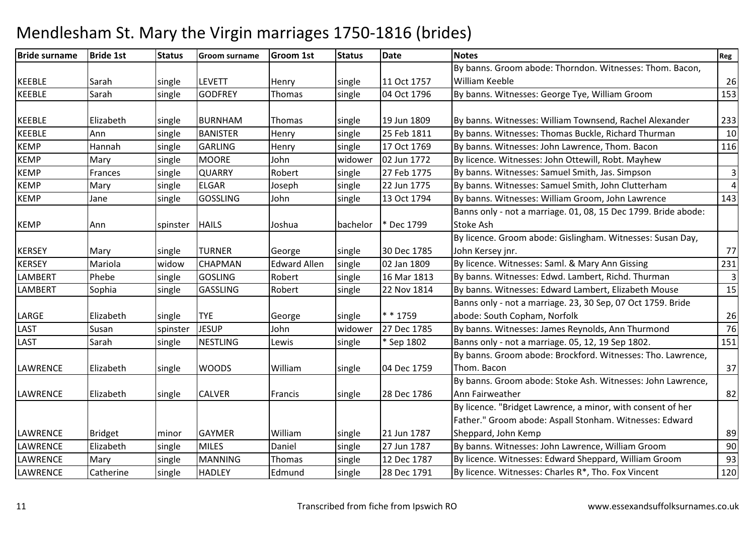# Mendlesham St. Mary the Virgin marriages 1750-1816 (brides)

| Bride surname | Bride 1st | Status | Groom surname | Groom 1st | Status | Date | Notes | Reg |
|---|---|---|---|---|---|---|---|---|
| KEEBLE | Sarah | single | LEVETT | Henry | single | 11 Oct 1757 | By banns. Groom abode: Thorndon. Witnesses: Thom. Bacon, William Keeble | 26 |
| KEEBLE | Sarah | single | GODFREY | Thomas | single | 04 Oct 1796 | By banns. Witnesses: George Tye, William Groom | 153 |
| KEEBLE | Elizabeth | single | BURNHAM | Thomas | single | 19 Jun 1809 | By banns. Witnesses: William Townsend, Rachel Alexander | 233 |
| KEEBLE | Ann | single | BANISTER | Henry | single | 25 Feb 1811 | By banns. Witnesses: Thomas Buckle, Richard Thurman | 10 |
| KEMP | Hannah | single | GARLING | Henry | single | 17 Oct 1769 | By banns. Witnesses: John Lawrence, Thom. Bacon | 116 |
| KEMP | Mary | single | MOORE | John | widower | 02 Jun 1772 | By licence. Witnesses: John Ottewill, Robt. Mayhew | |
| KEMP | Frances | single | QUARRY | Robert | single | 27 Feb 1775 | By banns. Witnesses: Samuel Smith, Jas. Simpson | 3 |
| KEMP | Mary | single | ELGAR | Joseph | single | 22 Jun 1775 | By banns. Witnesses: Samuel Smith, John Clutterham | 4 |
| KEMP | Jane | single | GOSSLING | John | single | 13 Oct 1794 | By banns. Witnesses: William Groom, John Lawrence | 143 |
| KEMP | Ann | spinster | HAILS | Joshua | bachelor | * Dec 1799 | Banns only - not a marriage. 01, 08, 15 Dec 1799. Bride abode: Stoke Ash | |
| KERSEY | Mary | single | TURNER | George | single | 30 Dec 1785 | By licence. Groom abode: Gislingham. Witnesses: Susan Day, John Kersey jnr. | 77 |
| KERSEY | Mariola | widow | CHAPMAN | Edward Allen | single | 02 Jan 1809 | By licence. Witnesses: Saml. & Mary Ann Gissing | 231 |
| LAMBERT | Phebe | single | GOSLING | Robert | single | 16 Mar 1813 | By banns. Witnesses: Edwd. Lambert, Richd. Thurman | 3 |
| LAMBERT | Sophia | single | GASSLING | Robert | single | 22 Nov 1814 | By banns. Witnesses: Edward Lambert, Elizabeth Mouse | 15 |
| LARGE | Elizabeth | single | TYE | George | single | * * 1759 | Banns only - not a marriage. 23, 30 Sep, 07 Oct 1759. Bride abode: South Copham, Norfolk | 26 |
| LAST | Susan | spinster | JESUP | John | widower | 27 Dec 1785 | By banns. Witnesses: James Reynolds, Ann Thurmond | 76 |
| LAST | Sarah | single | NESTLING | Lewis | single | * Sep 1802 | Banns only - not a marriage. 05, 12, 19 Sep 1802. | 151 |
| LAWRENCE | Elizabeth | single | WOODS | William | single | 04 Dec 1759 | By banns. Groom abode: Brockford. Witnesses: Tho. Lawrence, Thom. Bacon | 37 |
| LAWRENCE | Elizabeth | single | CALVER | Francis | single | 28 Dec 1786 | By banns. Groom abode: Stoke Ash. Witnesses: John Lawrence, Ann Fairweather | 82 |
| LAWRENCE | Bridget | minor | GAYMER | William | single | 21 Jun 1787 | By licence. "Bridget Lawrence, a minor, with consent of her Father." Groom abode: Aspall Stonham. Witnesses: Edward Sheppard, John Kemp | 89 |
| LAWRENCE | Elizabeth | single | MILES | Daniel | single | 27 Jun 1787 | By banns. Witnesses: John Lawrence, William Groom | 90 |
| LAWRENCE | Mary | single | MANNING | Thomas | single | 12 Dec 1787 | By licence. Witnesses: Edward Sheppard, William Groom | 93 |
| LAWRENCE | Catherine | single | HADLEY | Edmund | single | 28 Dec 1791 | By licence. Witnesses: Charles R*, Tho. Fox Vincent | 120 |

Transcribed from fiche from Ipswich RO — www.essexandsuffolksurnames.co.uk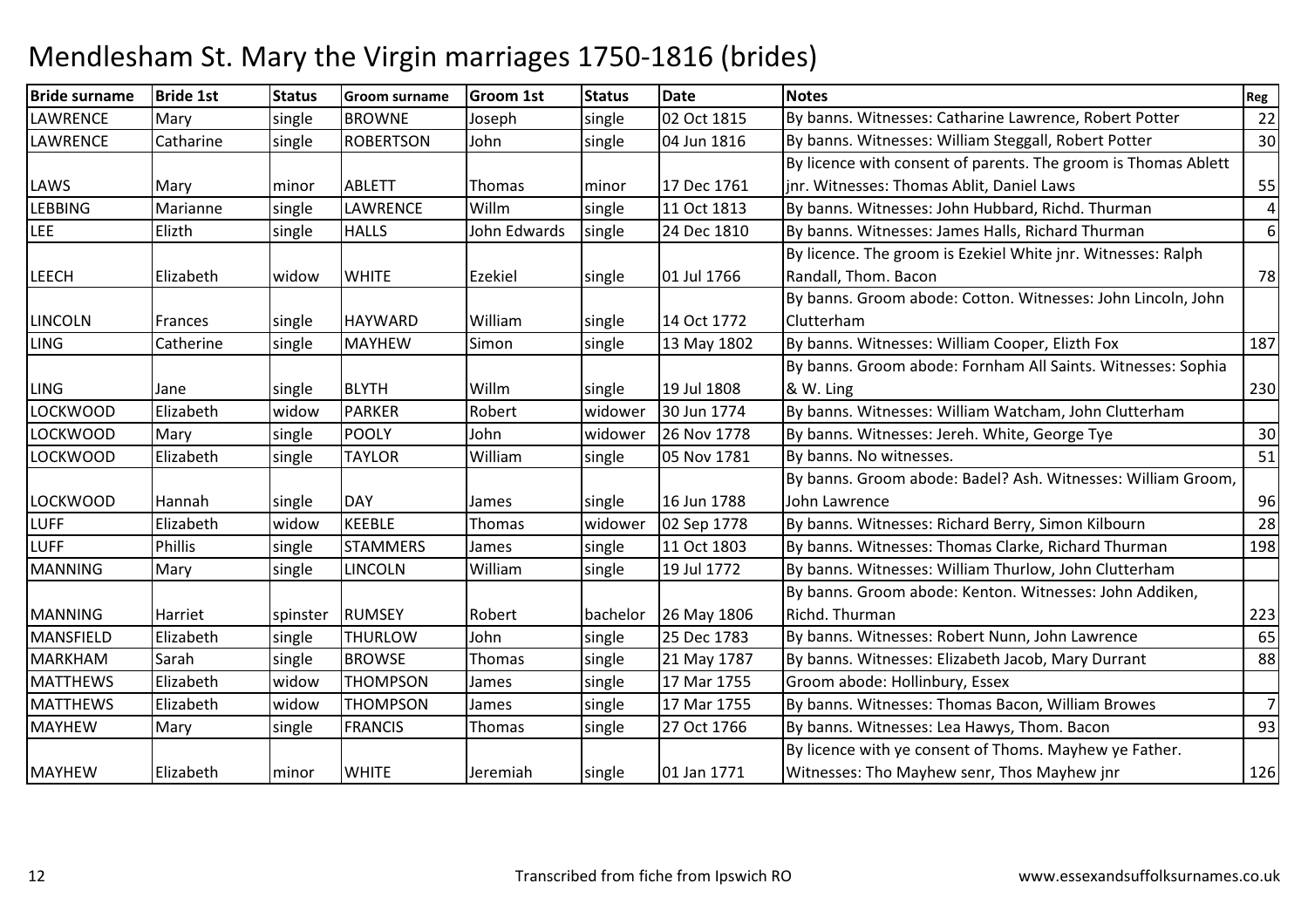# Mendlesham St. Mary the Virgin marriages 1750-1816 (brides)

| Bride surname | Bride 1st | Status | Groom surname | Groom 1st | Status | Date | Notes | Reg |
|---|---|---|---|---|---|---|---|---|
| LAWRENCE | Mary | single | BROWNE | Joseph | single | 02 Oct 1815 | By banns. Witnesses: Catharine Lawrence, Robert Potter | 22 |
| LAWRENCE | Catharine | single | ROBERTSON | John | single | 04 Jun 1816 | By banns. Witnesses: William Steggall, Robert Potter | 30 |
| LAWS | Mary | minor | ABLETT | Thomas | minor | 17 Dec 1761 | By licence with consent of parents. The groom is Thomas Ablett jnr. Witnesses: Thomas Ablit, Daniel Laws | 55 |
| LEBBING | Marianne | single | LAWRENCE | Willm | single | 11 Oct 1813 | By banns. Witnesses: John Hubbard, Richd. Thurman | 4 |
| LEE | Elizth | single | HALLS | John Edwards | single | 24 Dec 1810 | By banns. Witnesses: James Halls, Richard Thurman | 6 |
| LEECH | Elizabeth | widow | WHITE | Ezekiel | single | 01 Jul 1766 | By licence. The groom is Ezekiel White jnr. Witnesses: Ralph Randall, Thom. Bacon | 78 |
| LINCOLN | Frances | single | HAYWARD | William | single | 14 Oct 1772 | By banns. Groom abode: Cotton. Witnesses: John Lincoln, John Clutterham | |
| LING | Catherine | single | MAYHEW | Simon | single | 13 May 1802 | By banns. Witnesses: William Cooper, Elizth Fox | 187 |
| LING | Jane | single | BLYTH | Willm | single | 19 Jul 1808 | By banns. Groom abode: Fornham All Saints. Witnesses: Sophia & W. Ling | 230 |
| LOCKWOOD | Elizabeth | widow | PARKER | Robert | widower | 30 Jun 1774 | By banns. Witnesses: William Watcham, John Clutterham | |
| LOCKWOOD | Mary | single | POOLY | John | widower | 26 Nov 1778 | By banns. Witnesses: Jereh. White, George Tye | 30 |
| LOCKWOOD | Elizabeth | single | TAYLOR | William | single | 05 Nov 1781 | By banns. No witnesses. | 51 |
| LOCKWOOD | Hannah | single | DAY | James | single | 16 Jun 1788 | By banns. Groom abode: Badel? Ash. Witnesses: William Groom, John Lawrence | 96 |
| LUFF | Elizabeth | widow | KEEBLE | Thomas | widower | 02 Sep 1778 | By banns. Witnesses: Richard Berry, Simon Kilbourn | 28 |
| LUFF | Phillis | single | STAMMERS | James | single | 11 Oct 1803 | By banns. Witnesses: Thomas Clarke, Richard Thurman | 198 |
| MANNING | Mary | single | LINCOLN | William | single | 19 Jul 1772 | By banns. Witnesses: William Thurlow, John Clutterham | |
| MANNING | Harriet | spinster | RUMSEY | Robert | bachelor | 26 May 1806 | By banns. Groom abode: Kenton. Witnesses: John Addiken, Richd. Thurman | 223 |
| MANSFIELD | Elizabeth | single | THURLOW | John | single | 25 Dec 1783 | By banns. Witnesses: Robert Nunn, John Lawrence | 65 |
| MARKHAM | Sarah | single | BROWSE | Thomas | single | 21 May 1787 | By banns. Witnesses: Elizabeth Jacob, Mary Durrant | 88 |
| MATTHEWS | Elizabeth | widow | THOMPSON | James | single | 17 Mar 1755 | Groom abode: Hollinbury, Essex | |
| MATTHEWS | Elizabeth | widow | THOMPSON | James | single | 17 Mar 1755 | By banns. Witnesses: Thomas Bacon, William Browes | 7 |
| MAYHEW | Mary | single | FRANCIS | Thomas | single | 27 Oct 1766 | By banns. Witnesses: Lea Hawys, Thom. Bacon | 93 |
| MAYHEW | Elizabeth | minor | WHITE | Jeremiah | single | 01 Jan 1771 | By licence with ye consent of Thoms. Mayhew ye Father. Witnesses: Tho Mayhew senr, Thos Mayhew jnr | 126 |

Transcribed from fiche from Ipswich RO

www.essexandsuffolksurnames.co.uk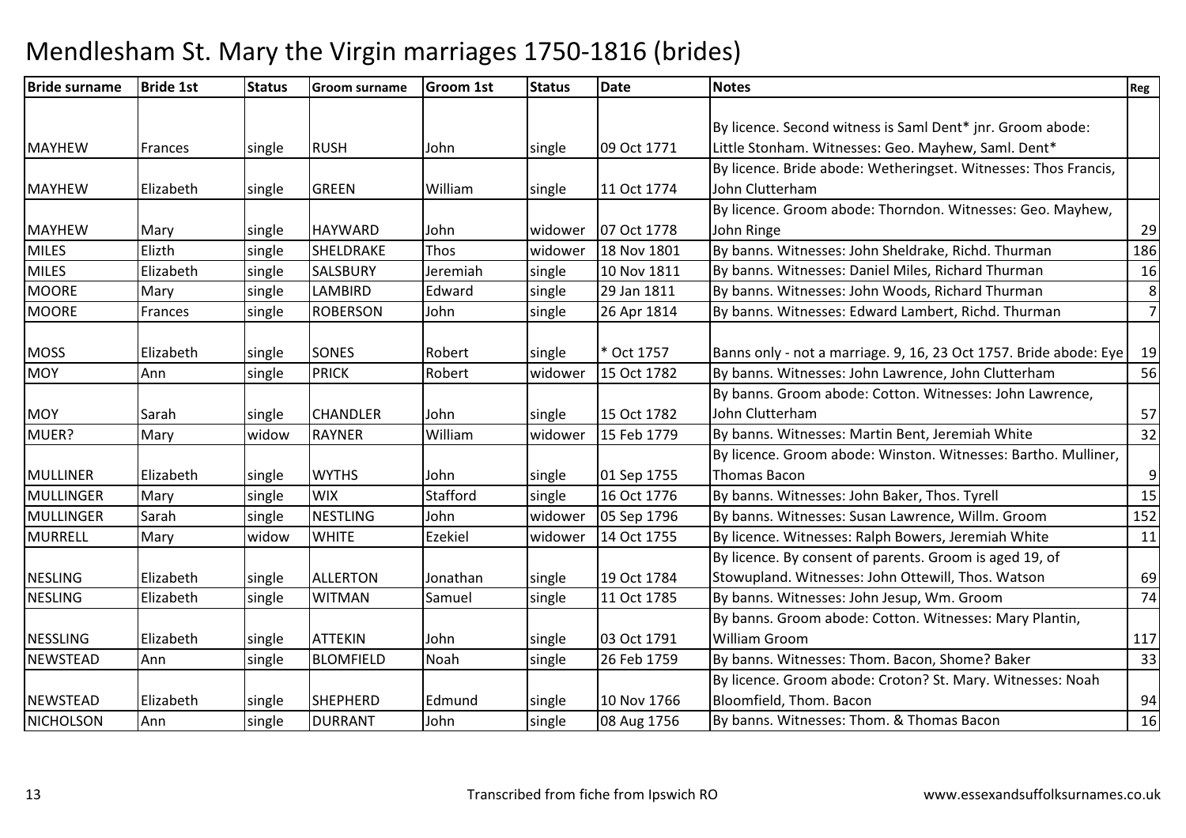# Mendlesham St. Mary the Virgin marriages 1750-1816 (brides)

| Bride surname | Bride 1st | Status | Groom surname | Groom 1st | Status | Date | Notes | Reg |
|---|---|---|---|---|---|---|---|---|
| MAYHEW | Frances | single | RUSH | John | single | 09 Oct 1771 | By licence. Second witness is Saml Dent* jnr. Groom abode: Little Stonham. Witnesses: Geo. Mayhew, Saml. Dent* | |
| MAYHEW | Elizabeth | single | GREEN | William | single | 11 Oct 1774 | By licence. Bride abode: Wetheringset. Witnesses: Thos Francis, John Clutterham | |
| MAYHEW | Mary | single | HAYWARD | John | widower | 07 Oct 1778 | By licence. Groom abode: Thorndon. Witnesses: Geo. Mayhew, John Ringe | 29 |
| MILES | Elizth | single | SHELDRAKE | Thos | widower | 18 Nov 1801 | By banns. Witnesses: John Sheldrake, Richd. Thurman | 186 |
| MILES | Elizabeth | single | SALSBURY | Jeremiah | single | 10 Nov 1811 | By banns. Witnesses: Daniel Miles, Richard Thurman | 16 |
| MOORE | Mary | single | LAMBIRD | Edward | single | 29 Jan 1811 | By banns. Witnesses: John Woods, Richard Thurman | 8 |
| MOORE | Frances | single | ROBERSON | John | single | 26 Apr 1814 | By banns. Witnesses: Edward Lambert, Richd. Thurman | 7 |
| MOSS | Elizabeth | single | SONES | Robert | single | * Oct 1757 | Banns only - not a marriage. 9, 16, 23 Oct 1757. Bride abode: Eye | 19 |
| MOY | Ann | single | PRICK | Robert | widower | 15 Oct 1782 | By banns. Witnesses: John Lawrence, John Clutterham | 56 |
| MOY | Sarah | single | CHANDLER | John | single | 15 Oct 1782 | By banns. Groom abode: Cotton. Witnesses: John Lawrence, John Clutterham | 57 |
| MUER? | Mary | widow | RAYNER | William | widower | 15 Feb 1779 | By banns. Witnesses: Martin Bent, Jeremiah White | 32 |
| MULLINER | Elizabeth | single | WYTHS | John | single | 01 Sep 1755 | By licence. Groom abode: Winston. Witnesses: Bartho. Mulliner, Thomas Bacon | 9 |
| MULLINGER | Mary | single | WIX | Stafford | single | 16 Oct 1776 | By banns. Witnesses: John Baker, Thos. Tyrell | 15 |
| MULLINGER | Sarah | single | NESTLING | John | widower | 05 Sep 1796 | By banns. Witnesses: Susan Lawrence, Willm. Groom | 152 |
| MURRELL | Mary | widow | WHITE | Ezekiel | widower | 14 Oct 1755 | By licence. Witnesses: Ralph Bowers, Jeremiah White | 11 |
| NESLING | Elizabeth | single | ALLERTON | Jonathan | single | 19 Oct 1784 | By licence. By consent of parents. Groom is aged 19, of Stowupland. Witnesses: John Ottewill, Thos. Watson | 69 |
| NESLING | Elizabeth | single | WITMAN | Samuel | single | 11 Oct 1785 | By banns. Witnesses: John Jesup, Wm. Groom | 74 |
| NESSLING | Elizabeth | single | ATTEKIN | John | single | 03 Oct 1791 | By banns. Groom abode: Cotton. Witnesses: Mary Plantin, William Groom | 117 |
| NEWSTEAD | Ann | single | BLOMFIELD | Noah | single | 26 Feb 1759 | By banns. Witnesses: Thom. Bacon, Shome? Baker | 33 |
| NEWSTEAD | Elizabeth | single | SHEPHERD | Edmund | single | 10 Nov 1766 | By licence. Groom abode: Croton? St. Mary. Witnesses: Noah Bloomfield, Thom. Bacon | 94 |
| NICHOLSON | Ann | single | DURRANT | John | single | 08 Aug 1756 | By banns. Witnesses: Thom. & Thomas Bacon | 16 |

Transcribed from fiche from Ipswich RO www.essexandsuffolksurnames.co.uk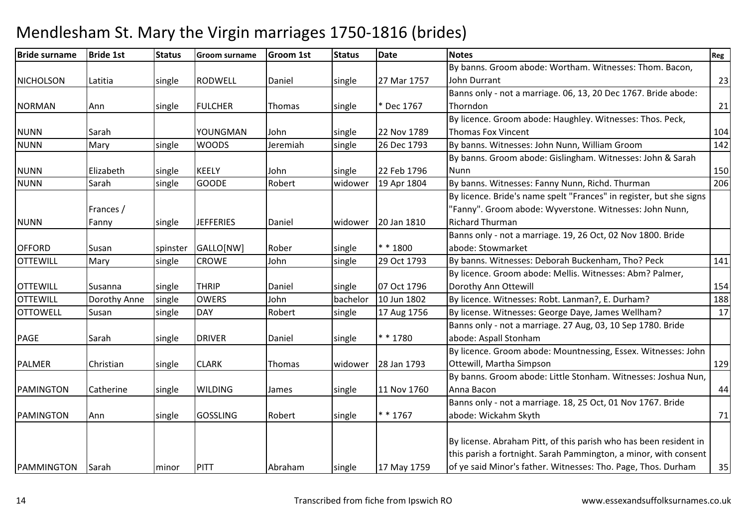# Mendlesham St. Mary the Virgin marriages 1750-1816 (brides)

| Bride surname | Bride 1st | Status | Groom surname | Groom 1st | Status | Date | Notes | Reg |
|---|---|---|---|---|---|---|---|---|
| NICHOLSON | Latitia | single | RODWELL | Daniel | single | 27 Mar 1757 | By banns. Groom abode: Wortham. Witnesses: Thom. Bacon, John Durrant | 23 |
| NORMAN | Ann | single | FULCHER | Thomas | single | * Dec 1767 | Banns only - not a marriage. 06, 13, 20 Dec 1767. Bride abode: Thorndon | 21 |
| NUNN | Sarah | | YOUNGMAN | John | single | 22 Nov 1789 | By licence. Groom abode: Haughley. Witnesses: Thos. Peck, Thomas Fox Vincent | 104 |
| NUNN | Mary | single | WOODS | Jeremiah | single | 26 Dec 1793 | By banns. Witnesses: John Nunn, William Groom | 142 |
| NUNN | Elizabeth | single | KEELY | John | single | 22 Feb 1796 | By banns. Groom abode: Gislingham. Witnesses: John & Sarah Nunn | 150 |
| NUNN | Sarah | single | GOODE | Robert | widower | 19 Apr 1804 | By banns. Witnesses: Fanny Nunn, Richd. Thurman | 206 |
| NUNN | Frances / Fanny | single | JEFFERIES | Daniel | widower | 20 Jan 1810 | By licence. Bride's name spelt "Frances" in register, but she signs "Fanny". Groom abode: Wyverstone. Witnesses: John Nunn, Richard Thurman | |
| OFFORD | Susan | spinster | GALLO[NW] | Rober | single | * * 1800 | Banns only - not a marriage. 19, 26 Oct, 02 Nov 1800. Bride abode: Stowmarket | |
| OTTEWILL | Mary | single | CROWE | John | single | 29 Oct 1793 | By banns. Witnesses: Deborah Buckenham, Tho? Peck | 141 |
| OTTEWILL | Susanna | single | THRIP | Daniel | single | 07 Oct 1796 | By licence. Groom abode: Mellis. Witnesses: Abm? Palmer, Dorothy Ann Ottewill | 154 |
| OTTEWILL | Dorothy Anne | single | OWERS | John | bachelor | 10 Jun 1802 | By licence. Witnesses: Robt. Lanman?, E. Durham? | 188 |
| OTTOWELL | Susan | single | DAY | Robert | single | 17 Aug 1756 | By license. Witnesses: George Daye, James Wellham? | 17 |
| PAGE | Sarah | single | DRIVER | Daniel | single | * * 1780 | Banns only - not a marriage. 27 Aug, 03, 10 Sep 1780. Bride abode: Aspall Stonham | |
| PALMER | Christian | single | CLARK | Thomas | widower | 28 Jan 1793 | By licence. Groom abode: Mountnessing, Essex. Witnesses: John Ottewill, Martha Simpson | 129 |
| PAMINGTON | Catherine | single | WILDING | James | single | 11 Nov 1760 | By banns. Groom abode: Little Stonham. Witnesses: Joshua Nun, Anna Bacon | 44 |
| PAMINGTON | Ann | single | GOSSLING | Robert | single | * * 1767 | Banns only - not a marriage. 18, 25 Oct, 01 Nov 1767. Bride abode: Wickahm Skyth | 71 |
| PAMMINGTON | Sarah | minor | PITT | Abraham | single | 17 May 1759 | By license. Abraham Pitt, of this parish who has been resident in this parish a fortnight. Sarah Pammington, a minor, with consent of ye said Minor's father. Witnesses: Tho. Page, Thos. Durham | 35 |

Transcribed from fiche from Ipswich RO www.essexandsuffolksurnames.co.uk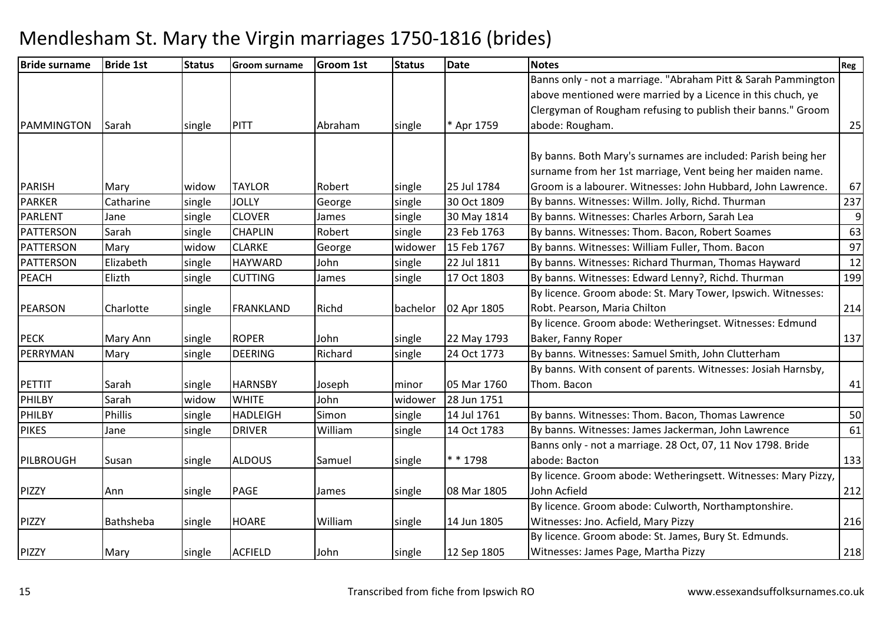# Mendlesham St. Mary the Virgin marriages 1750-1816 (brides)

| Bride surname | Bride 1st | Status | Groom surname | Groom 1st | Status | Date | Notes | Reg |
|---|---|---|---|---|---|---|---|---|
| PAMMINGTON | Sarah | single | PITT | Abraham | single | * Apr 1759 | Banns only - not a marriage. "Abraham Pitt & Sarah Pammington above mentioned were married by a Licence in this chuch, ye Clergyman of Rougham refusing to publish their banns." Groom abode: Rougham. | 25 |
| PARISH | Mary | widow | TAYLOR | Robert | single | 25 Jul 1784 | By banns. Both Mary's surnames are included: Parish being her surname from her 1st marriage, Vent being her maiden name. Groom is a labourer. Witnesses: John Hubbard, John Lawrence. | 67 |
| PARKER | Catharine | single | JOLLY | George | single | 30 Oct 1809 | By banns. Witnesses: Willm. Jolly, Richd. Thurman | 237 |
| PARLENT | Jane | single | CLOVER | James | single | 30 May 1814 | By banns. Witnesses: Charles Arborn, Sarah Lea | 9 |
| PATTERSON | Sarah | single | CHAPLIN | Robert | single | 23 Feb 1763 | By banns. Witnesses: Thom. Bacon, Robert Soames | 63 |
| PATTERSON | Mary | widow | CLARKE | George | widower | 15 Feb 1767 | By banns. Witnesses: William Fuller, Thom. Bacon | 97 |
| PATTERSON | Elizabeth | single | HAYWARD | John | single | 22 Jul 1811 | By banns. Witnesses: Richard Thurman, Thomas Hayward | 12 |
| PEACH | Elizth | single | CUTTING | James | single | 17 Oct 1803 | By banns. Witnesses: Edward Lenny?, Richd. Thurman | 199 |
| PEARSON | Charlotte | single | FRANKLAND | Richd | bachelor | 02 Apr 1805 | By licence. Groom abode: St. Mary Tower, Ipswich. Witnesses: Robt. Pearson, Maria Chilton | 214 |
| PECK | Mary Ann | single | ROPER | John | single | 22 May 1793 | By licence. Groom abode: Wetheringset. Witnesses: Edmund Baker, Fanny Roper | 137 |
| PERRYMAN | Mary | single | DEERING | Richard | single | 24 Oct 1773 | By banns. Witnesses: Samuel Smith, John Clutterham | |
| PETTIT | Sarah | single | HARNSBY | Joseph | minor | 05 Mar 1760 | By banns. With consent of parents. Witnesses: Josiah Harnsby, Thom. Bacon | 41 |
| PHILBY | Sarah | widow | WHITE | John | widower | 28 Jun 1751 | | |
| PHILBY | Phillis | single | HADLEIGH | Simon | single | 14 Jul 1761 | By banns. Witnesses: Thom. Bacon, Thomas Lawrence | 50 |
| PIKES | Jane | single | DRIVER | William | single | 14 Oct 1783 | By banns. Witnesses: James Jackerman, John Lawrence | 61 |
| PILBROUGH | Susan | single | ALDOUS | Samuel | single | * * 1798 | Banns only - not a marriage. 28 Oct, 07, 11 Nov 1798. Bride abode: Bacton | 133 |
| PIZZY | Ann | single | PAGE | James | single | 08 Mar 1805 | By licence. Groom abode: Wetheringsett. Witnesses: Mary Pizzy, John Acfield | 212 |
| PIZZY | Bathsheba | single | HOARE | William | single | 14 Jun 1805 | By licence. Groom abode: Culworth, Northamptonshire. Witnesses: Jno. Acfield, Mary Pizzy | 216 |
| PIZZY | Mary | single | ACFIELD | John | single | 12 Sep 1805 | By licence. Groom abode: St. James, Bury St. Edmunds. Witnesses: James Page, Martha Pizzy | 218 |

Transcribed from fiche from Ipswich RO

www.essexandsuffolksurnames.co.uk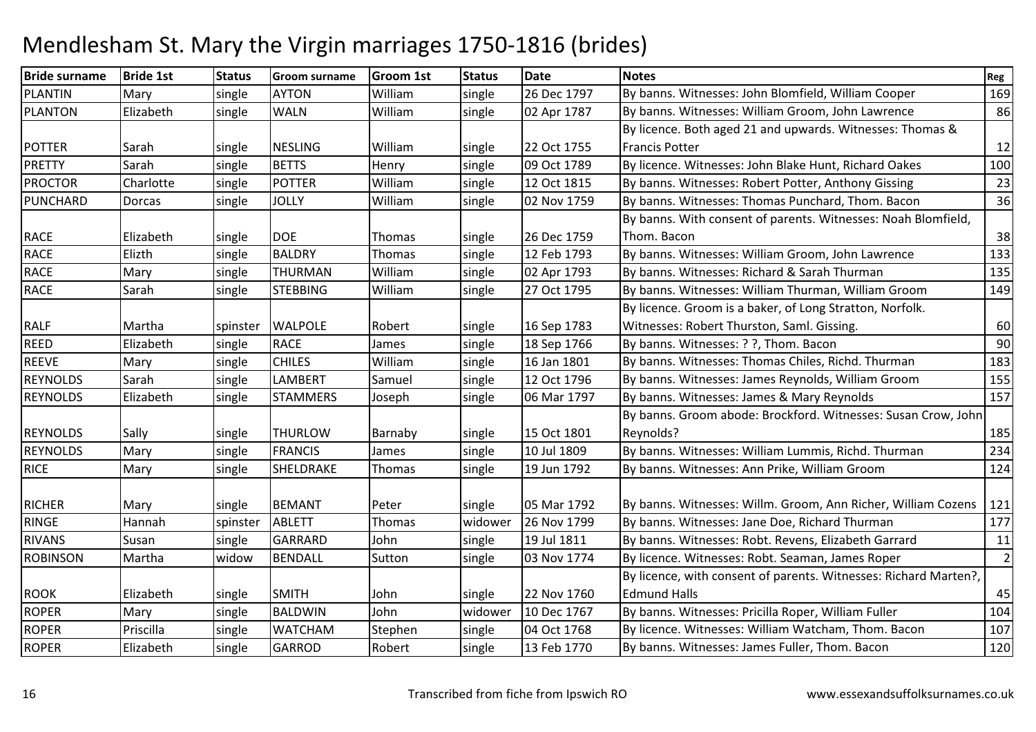# Mendlesham St. Mary the Virgin marriages 1750-1816 (brides)

| Bride surname | Bride 1st | Status | Groom surname | Groom 1st | Status | Date | Notes | Reg |
|---|---|---|---|---|---|---|---|---|
| PLANTIN | Mary | single | AYTON | William | single | 26 Dec 1797 | By banns. Witnesses: John Blomfield, William Cooper | 169 |
| PLANTON | Elizabeth | single | WALN | William | single | 02 Apr 1787 | By banns. Witnesses: William Groom, John Lawrence | 86 |
| POTTER | Sarah | single | NESLING | William | single | 22 Oct 1755 | By licence. Both aged 21 and upwards. Witnesses: Thomas & Francis Potter | 12 |
| PRETTY | Sarah | single | BETTS | Henry | single | 09 Oct 1789 | By licence. Witnesses: John Blake Hunt, Richard Oakes | 100 |
| PROCTOR | Charlotte | single | POTTER | William | single | 12 Oct 1815 | By banns. Witnesses: Robert Potter, Anthony Gissing | 23 |
| PUNCHARD | Dorcas | single | JOLLY | William | single | 02 Nov 1759 | By banns. Witnesses: Thomas Punchard, Thom. Bacon | 36 |
| RACE | Elizabeth | single | DOE | Thomas | single | 26 Dec 1759 | By banns. With consent of parents. Witnesses: Noah Blomfield, Thom. Bacon | 38 |
| RACE | Elizth | single | BALDRY | Thomas | single | 12 Feb 1793 | By banns. Witnesses: William Groom, John Lawrence | 133 |
| RACE | Mary | single | THURMAN | William | single | 02 Apr 1793 | By banns. Witnesses: Richard & Sarah Thurman | 135 |
| RACE | Sarah | single | STEBBING | William | single | 27 Oct 1795 | By banns. Witnesses: William Thurman, William Groom | 149 |
| RALF | Martha | spinster | WALPOLE | Robert | single | 16 Sep 1783 | By licence. Groom is a baker, of Long Stratton, Norfolk. Witnesses: Robert Thurston, Saml. Gissing. | 60 |
| REED | Elizabeth | single | RACE | James | single | 18 Sep 1766 | By banns. Witnesses: ? ?, Thom. Bacon | 90 |
| REEVE | Mary | single | CHILES | William | single | 16 Jan 1801 | By banns. Witnesses: Thomas Chiles, Richd. Thurman | 183 |
| REYNOLDS | Sarah | single | LAMBERT | Samuel | single | 12 Oct 1796 | By banns. Witnesses: James Reynolds, William Groom | 155 |
| REYNOLDS | Elizabeth | single | STAMMERS | Joseph | single | 06 Mar 1797 | By banns. Witnesses: James & Mary Reynolds | 157 |
| REYNOLDS | Sally | single | THURLOW | Barnaby | single | 15 Oct 1801 | By banns. Groom abode: Brockford. Witnesses: Susan Crow, John Reynolds? | 185 |
| REYNOLDS | Mary | single | FRANCIS | James | single | 10 Jul 1809 | By banns. Witnesses: William Lummis, Richd. Thurman | 234 |
| RICE | Mary | single | SHELDRAKE | Thomas | single | 19 Jun 1792 | By banns. Witnesses: Ann Prike, William Groom | 124 |
| RICHER | Mary | single | BEMANT | Peter | single | 05 Mar 1792 | By banns. Witnesses: Willm. Groom, Ann Richer, William Cozens | 121 |
| RINGE | Hannah | spinster | ABLETT | Thomas | widower | 26 Nov 1799 | By banns. Witnesses: Jane Doe, Richard Thurman | 177 |
| RIVANS | Susan | single | GARRARD | John | single | 19 Jul 1811 | By banns. Witnesses: Robt. Revens, Elizabeth Garrard | 11 |
| ROBINSON | Martha | widow | BENDALL | Sutton | single | 03 Nov 1774 | By licence. Witnesses: Robt. Seaman, James Roper | 2 |
| ROOK | Elizabeth | single | SMITH | John | single | 22 Nov 1760 | By licence, with consent of parents. Witnesses: Richard Marten?, Edmund Halls | 45 |
| ROPER | Mary | single | BALDWIN | John | widower | 10 Dec 1767 | By banns. Witnesses: Pricilla Roper, William Fuller | 104 |
| ROPER | Priscilla | single | WATCHAM | Stephen | single | 04 Oct 1768 | By licence. Witnesses: William Watcham, Thom. Bacon | 107 |
| ROPER | Elizabeth | single | GARROD | Robert | single | 13 Feb 1770 | By banns. Witnesses: James Fuller, Thom. Bacon | 120 |

Transcribed from fiche from Ipswich RO

www.essexandsuffolksurnames.co.uk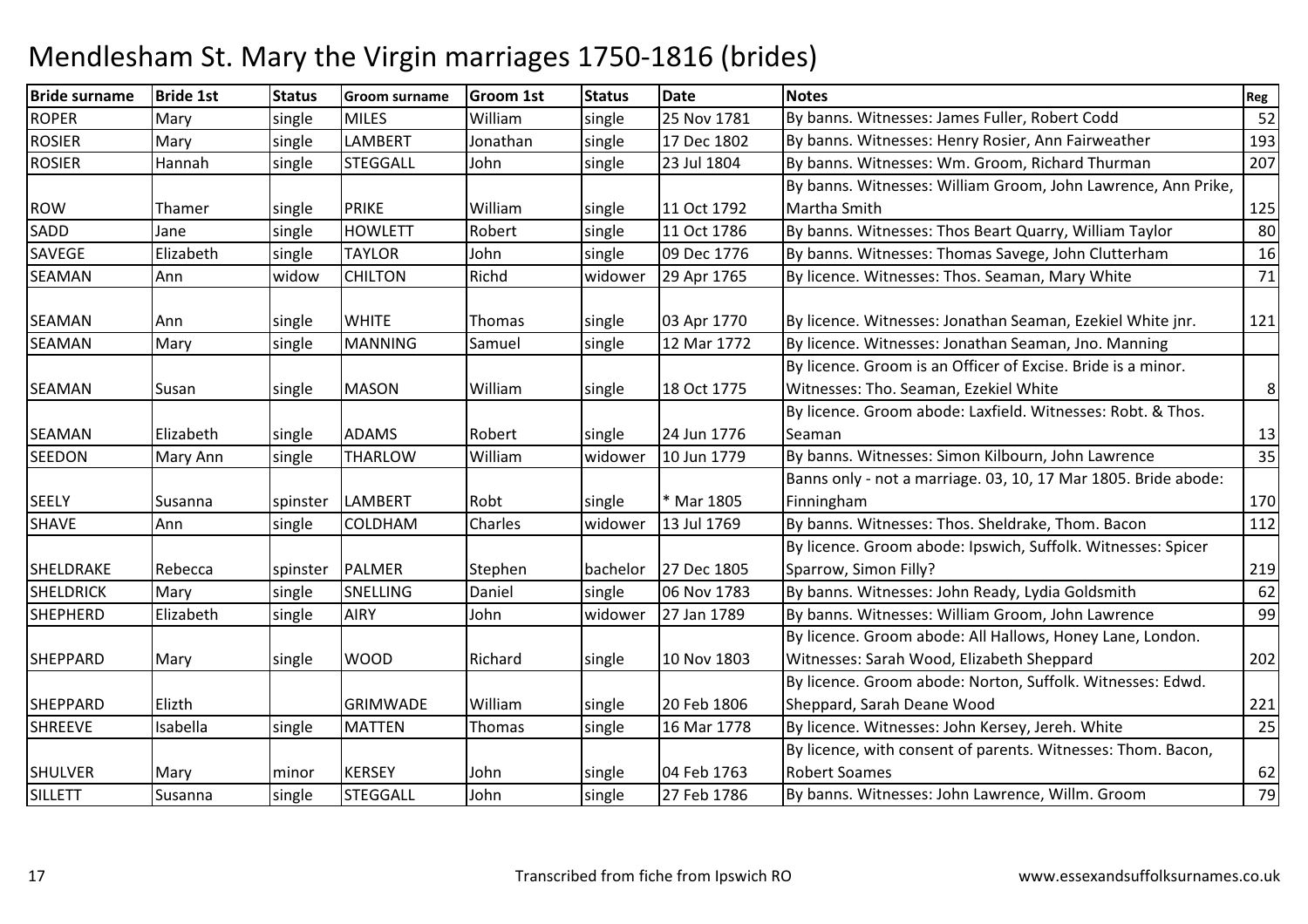# Mendlesham St. Mary the Virgin marriages 1750-1816 (brides)

| Bride surname | Bride 1st | Status | Groom surname | Groom 1st | Status | Date | Notes | Reg |
|---|---|---|---|---|---|---|---|---|
| ROPER | Mary | single | MILES | William | single | 25 Nov 1781 | By banns. Witnesses: James Fuller, Robert Codd | 52 |
| ROSIER | Mary | single | LAMBERT | Jonathan | single | 17 Dec 1802 | By banns. Witnesses: Henry Rosier, Ann Fairweather | 193 |
| ROSIER | Hannah | single | STEGGALL | John | single | 23 Jul 1804 | By banns. Witnesses: Wm. Groom, Richard Thurman | 207 |
| ROW | Thamer | single | PRIKE | William | single | 11 Oct 1792 | By banns. Witnesses: William Groom, John Lawrence, Ann Prike, Martha Smith | 125 |
| SADD | Jane | single | HOWLETT | Robert | single | 11 Oct 1786 | By banns. Witnesses: Thos Beart Quarry, William Taylor | 80 |
| SAVEGE | Elizabeth | single | TAYLOR | John | single | 09 Dec 1776 | By banns. Witnesses: Thomas Savege, John Clutterham | 16 |
| SEAMAN | Ann | widow | CHILTON | Richd | widower | 29 Apr 1765 | By licence. Witnesses: Thos. Seaman, Mary White | 71 |
| SEAMAN | Ann | single | WHITE | Thomas | single | 03 Apr 1770 | By licence. Witnesses: Jonathan Seaman, Ezekiel White jnr. | 121 |
| SEAMAN | Mary | single | MANNING | Samuel | single | 12 Mar 1772 | By licence. Witnesses: Jonathan Seaman, Jno. Manning | |
| SEAMAN | Susan | single | MASON | William | single | 18 Oct 1775 | By licence. Groom is an Officer of Excise. Bride is a minor. Witnesses: Tho. Seaman, Ezekiel White | 8 |
| SEAMAN | Elizabeth | single | ADAMS | Robert | single | 24 Jun 1776 | By licence. Groom abode: Laxfield. Witnesses: Robt. & Thos. Seaman | 13 |
| SEEDON | Mary Ann | single | THARLOW | William | widower | 10 Jun 1779 | By banns. Witnesses: Simon Kilbourn, John Lawrence | 35 |
| SEELY | Susanna | spinster | LAMBERT | Robt | single | * Mar 1805 | Banns only - not a marriage. 03, 10, 17 Mar 1805. Bride abode: Finningham | 170 |
| SHAVE | Ann | single | COLDHAM | Charles | widower | 13 Jul 1769 | By banns. Witnesses: Thos. Sheldrake, Thom. Bacon | 112 |
| SHELDRAKE | Rebecca | spinster | PALMER | Stephen | bachelor | 27 Dec 1805 | By licence. Groom abode: Ipswich, Suffolk. Witnesses: Spicer Sparrow, Simon Filly? | 219 |
| SHELDRICK | Mary | single | SNELLING | Daniel | single | 06 Nov 1783 | By banns. Witnesses: John Ready, Lydia Goldsmith | 62 |
| SHEPHERD | Elizabeth | single | AIRY | John | widower | 27 Jan 1789 | By banns. Witnesses: William Groom, John Lawrence | 99 |
| SHEPPARD | Mary | single | WOOD | Richard | single | 10 Nov 1803 | By licence. Groom abode: All Hallows, Honey Lane, London. Witnesses: Sarah Wood, Elizabeth Sheppard | 202 |
| SHEPPARD | Elizth | | GRIMWADE | William | single | 20 Feb 1806 | By licence. Groom abode: Norton, Suffolk. Witnesses: Edwd. Sheppard, Sarah Deane Wood | 221 |
| SHREEVE | Isabella | single | MATTEN | Thomas | single | 16 Mar 1778 | By licence. Witnesses: John Kersey, Jereh. White | 25 |
| SHULVER | Mary | minor | KERSEY | John | single | 04 Feb 1763 | By licence, with consent of parents. Witnesses: Thom. Bacon, Robert Soames | 62 |
| SILLETT | Susanna | single | STEGGALL | John | single | 27 Feb 1786 | By banns. Witnesses: John Lawrence, Willm. Groom | 79 |

Transcribed from fiche from Ipswich RO www.essexandsuffolksurnames.co.uk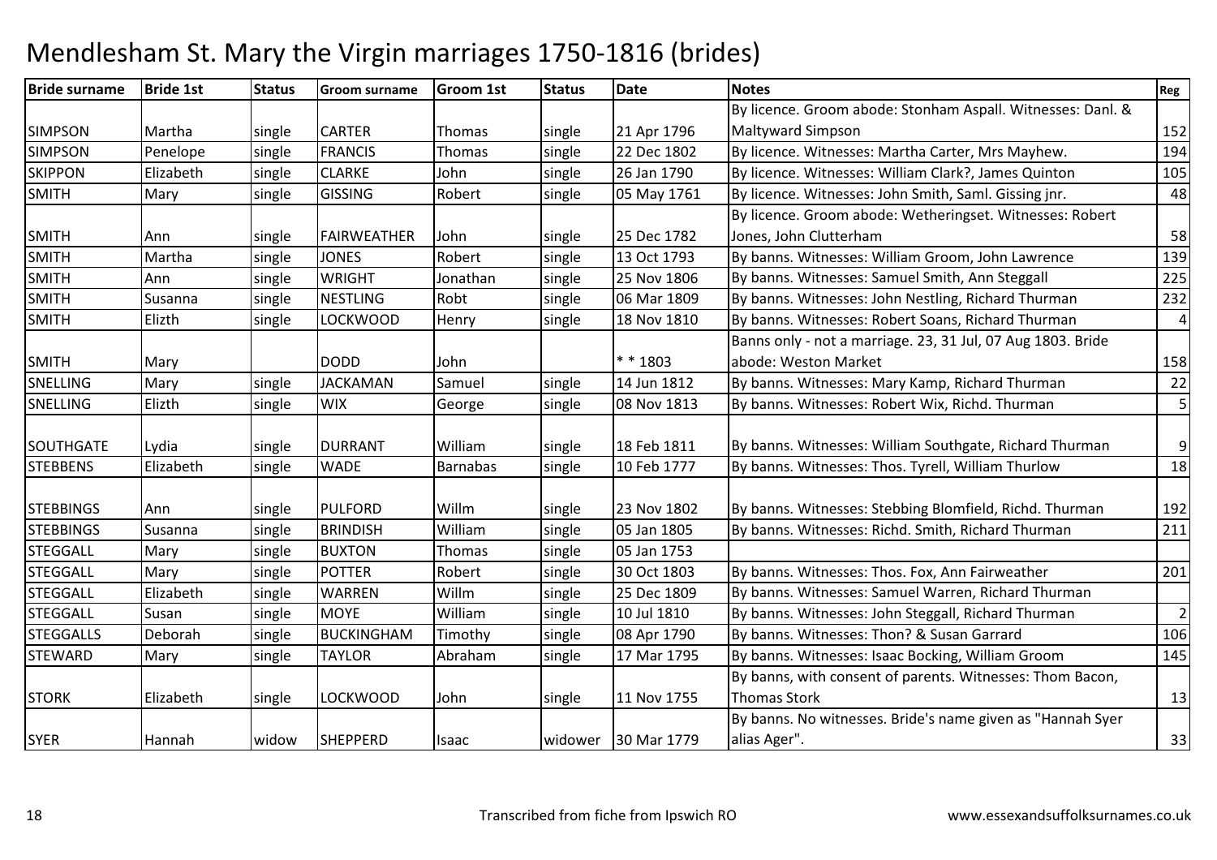# Mendlesham St. Mary the Virgin marriages 1750-1816 (brides)

| Bride surname | Bride 1st | Status | Groom surname | Groom 1st | Status | Date | Notes | Reg |
|---|---|---|---|---|---|---|---|---|
| SIMPSON | Martha | single | CARTER | Thomas | single | 21 Apr 1796 | By licence. Groom abode: Stonham Aspall. Witnesses: Danl. & Maltyward Simpson | 152 |
| SIMPSON | Penelope | single | FRANCIS | Thomas | single | 22 Dec 1802 | By licence. Witnesses: Martha Carter, Mrs Mayhew. | 194 |
| SKIPPON | Elizabeth | single | CLARKE | John | single | 26 Jan 1790 | By licence. Witnesses: William Clark?, James Quinton | 105 |
| SMITH | Mary | single | GISSING | Robert | single | 05 May 1761 | By licence. Witnesses: John Smith, Saml. Gissing jnr. | 48 |
| SMITH | Ann | single | FAIRWEATHER | John | single | 25 Dec 1782 | By licence. Groom abode: Wetheringset. Witnesses: Robert Jones, John Clutterham | 58 |
| SMITH | Martha | single | JONES | Robert | single | 13 Oct 1793 | By banns. Witnesses: William Groom, John Lawrence | 139 |
| SMITH | Ann | single | WRIGHT | Jonathan | single | 25 Nov 1806 | By banns. Witnesses: Samuel Smith, Ann Steggall | 225 |
| SMITH | Susanna | single | NESTLING | Robt | single | 06 Mar 1809 | By banns. Witnesses: John Nestling, Richard Thurman | 232 |
| SMITH | Elizth | single | LOCKWOOD | Henry | single | 18 Nov 1810 | By banns. Witnesses: Robert Soans, Richard Thurman | 4 |
| SMITH | Mary | | DODD | John | | * * 1803 | Banns only - not a marriage. 23, 31 Jul, 07 Aug 1803. Bride abode: Weston Market | 158 |
| SNELLING | Mary | single | JACKAMAN | Samuel | single | 14 Jun 1812 | By banns. Witnesses: Mary Kamp, Richard Thurman | 22 |
| SNELLING | Elizth | single | WIX | George | single | 08 Nov 1813 | By banns. Witnesses: Robert Wix, Richd. Thurman | 5 |
| SOUTHGATE | Lydia | single | DURRANT | William | single | 18 Feb 1811 | By banns. Witnesses: William Southgate, Richard Thurman | 9 |
| STEBBENS | Elizabeth | single | WADE | Barnabas | single | 10 Feb 1777 | By banns. Witnesses: Thos. Tyrell, William Thurlow | 18 |
| STEBBINGS | Ann | single | PULFORD | Willm | single | 23 Nov 1802 | By banns. Witnesses: Stebbing Blomfield, Richd. Thurman | 192 |
| STEBBINGS | Susanna | single | BRINDISH | William | single | 05 Jan 1805 | By banns. Witnesses: Richd. Smith, Richard Thurman | 211 |
| STEGGALL | Mary | single | BUXTON | Thomas | single | 05 Jan 1753 | | |
| STEGGALL | Mary | single | POTTER | Robert | single | 30 Oct 1803 | By banns. Witnesses: Thos. Fox, Ann Fairweather | 201 |
| STEGGALL | Elizabeth | single | WARREN | Willm | single | 25 Dec 1809 | By banns. Witnesses: Samuel Warren, Richard Thurman | |
| STEGGALL | Susan | single | MOYE | William | single | 10 Jul 1810 | By banns. Witnesses: John Steggall, Richard Thurman | 2 |
| STEGGALLS | Deborah | single | BUCKINGHAM | Timothy | single | 08 Apr 1790 | By banns. Witnesses: Thon? & Susan Garrard | 106 |
| STEWARD | Mary | single | TAYLOR | Abraham | single | 17 Mar 1795 | By banns. Witnesses: Isaac Bocking, William Groom | 145 |
| STORK | Elizabeth | single | LOCKWOOD | John | single | 11 Nov 1755 | By banns, with consent of parents. Witnesses: Thom Bacon, Thomas Stork | 13 |
| SYER | Hannah | widow | SHEPPERD | Isaac | widower | 30 Mar 1779 | By banns. No witnesses. Bride's name given as "Hannah Syer alias Ager". | 33 |

Transcribed from fiche from Ipswich RO

www.essexandsuffolksurnames.co.uk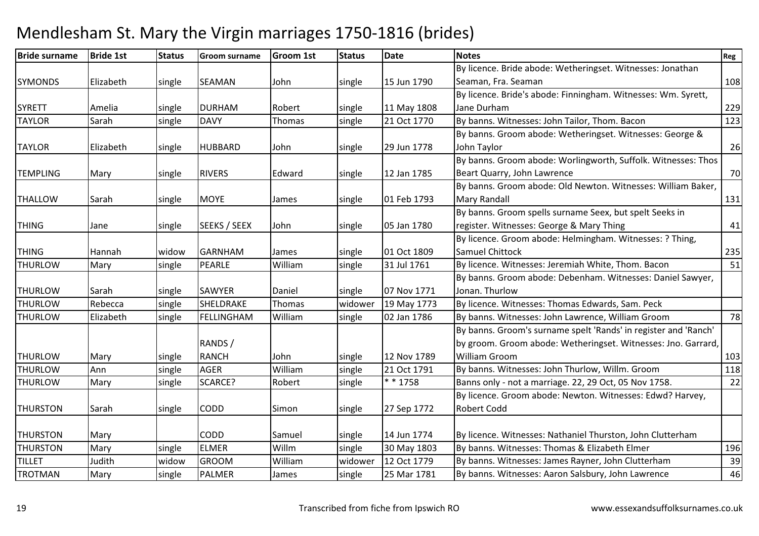# Mendlesham St. Mary the Virgin marriages 1750-1816 (brides)

| Bride surname | Bride 1st | Status | Groom surname | Groom 1st | Status | Date | Notes | Reg |
|---|---|---|---|---|---|---|---|---|
| SYMONDS | Elizabeth | single | SEAMAN | John | single | 15 Jun 1790 | By licence. Bride abode: Wetheringset. Witnesses: Jonathan Seaman, Fra. Seaman | 108 |
| SYRETT | Amelia | single | DURHAM | Robert | single | 11 May 1808 | By licence. Bride's abode: Finningham. Witnesses: Wm. Syrett, Jane Durham | 229 |
| TAYLOR | Sarah | single | DAVY | Thomas | single | 21 Oct 1770 | By banns. Witnesses: John Tailor, Thom. Bacon | 123 |
| TAYLOR | Elizabeth | single | HUBBARD | John | single | 29 Jun 1778 | By banns. Groom abode: Wetheringset. Witnesses: George & John Taylor | 26 |
| TEMPLING | Mary | single | RIVERS | Edward | single | 12 Jan 1785 | By banns. Groom abode: Worlingworth, Suffolk. Witnesses: Thos Beart Quarry, John Lawrence | 70 |
| THALLOW | Sarah | single | MOYE | James | single | 01 Feb 1793 | By banns. Groom abode: Old Newton. Witnesses: William Baker, Mary Randall | 131 |
| THING | Jane | single | SEEKS / SEEX | John | single | 05 Jan 1780 | By banns. Groom spells surname Seex, but spelt Seeks in register. Witnesses: George & Mary Thing | 41 |
| THING | Hannah | widow | GARNHAM | James | single | 01 Oct 1809 | By licence. Groom abode: Helmingham. Witnesses: ? Thing, Samuel Chittock | 235 |
| THURLOW | Mary | single | PEARLE | William | single | 31 Jul 1761 | By licence. Witnesses: Jeremiah White, Thom. Bacon | 51 |
| THURLOW | Sarah | single | SAWYER | Daniel | single | 07 Nov 1771 | By banns. Groom abode: Debenham. Witnesses: Daniel Sawyer, Jonan. Thurlow | |
| THURLOW | Rebecca | single | SHELDRAKE | Thomas | widower | 19 May 1773 | By licence. Witnesses: Thomas Edwards, Sam. Peck | |
| THURLOW | Elizabeth | single | FELLINGHAM | William | single | 02 Jan 1786 | By banns. Witnesses: John Lawrence, William Groom | 78 |
| THURLOW | Mary | single | RANDS / RANCH | John | single | 12 Nov 1789 | By banns. Groom's surname spelt 'Rands' in register and 'Ranch' by groom. Groom abode: Wetheringset. Witnesses: Jno. Garrard, William Groom | 103 |
| THURLOW | Ann | single | AGER | William | single | 21 Oct 1791 | By banns. Witnesses: John Thurlow, Willm. Groom | 118 |
| THURLOW | Mary | single | SCARCE? | Robert | single | * * 1758 | Banns only - not a marriage. 22, 29 Oct, 05 Nov 1758. | 22 |
| THURSTON | Sarah | single | CODD | Simon | single | 27 Sep 1772 | By licence. Groom abode: Newton. Witnesses: Edwd? Harvey, Robert Codd | |
| THURSTON | Mary | | CODD | Samuel | single | 14 Jun 1774 | By licence. Witnesses: Nathaniel Thurston, John Clutterham | |
| THURSTON | Mary | single | ELMER | Willm | single | 30 May 1803 | By banns. Witnesses: Thomas & Elizabeth Elmer | 196 |
| TILLET | Judith | widow | GROOM | William | widower | 12 Oct 1779 | By banns. Witnesses: James Rayner, John Clutterham | 39 |
| TROTMAN | Mary | single | PALMER | James | single | 25 Mar 1781 | By banns. Witnesses: Aaron Salsbury, John Lawrence | 46 |

Transcribed from fiche from Ipswich RO

www.essexandsuffolksurnames.co.uk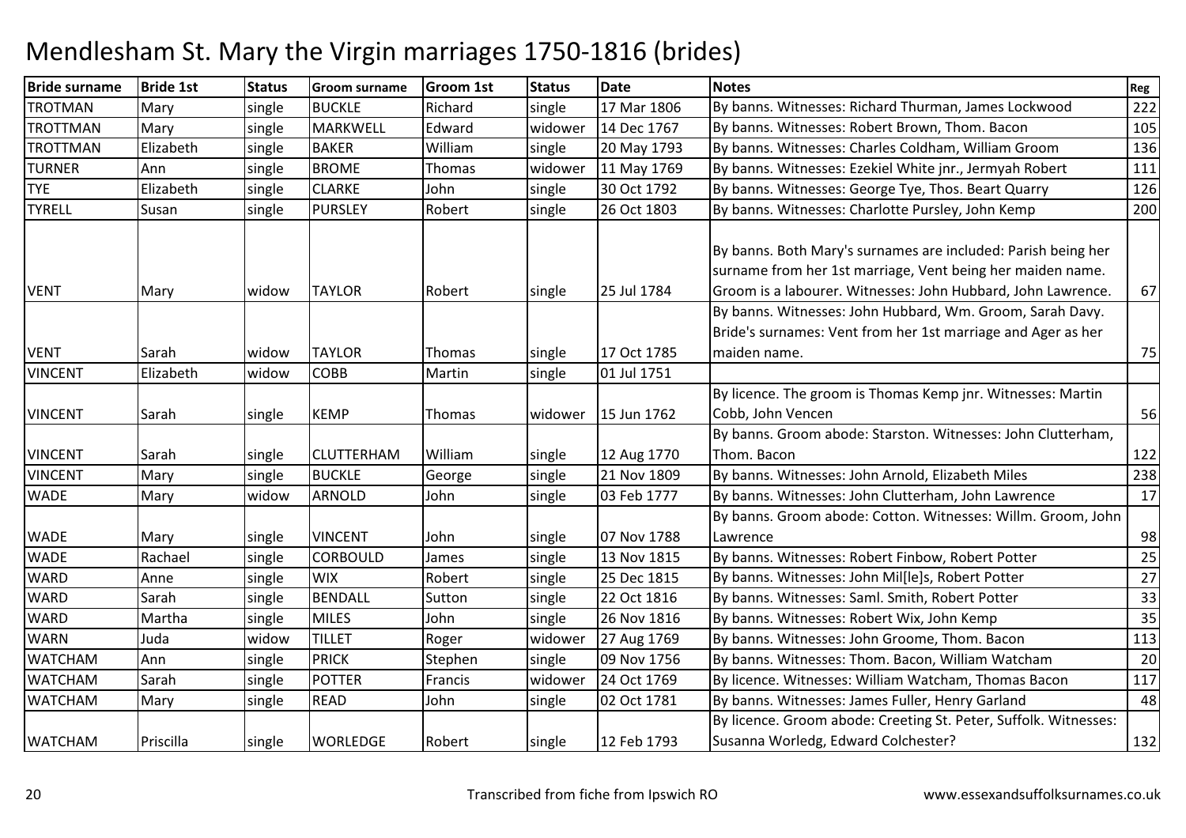# Mendlesham St. Mary the Virgin marriages 1750-1816 (brides)

| Bride surname | Bride 1st | Status | Groom surname | Groom 1st | Status | Date | Notes | Reg |
|---|---|---|---|---|---|---|---|---|
| TROTMAN | Mary | single | BUCKLE | Richard | single | 17 Mar 1806 | By banns. Witnesses: Richard Thurman, James Lockwood | 222 |
| TROTTMAN | Mary | single | MARKWELL | Edward | widower | 14 Dec 1767 | By banns. Witnesses: Robert Brown, Thom. Bacon | 105 |
| TROTTMAN | Elizabeth | single | BAKER | William | single | 20 May 1793 | By banns. Witnesses: Charles Coldham, William Groom | 136 |
| TURNER | Ann | single | BROME | Thomas | widower | 11 May 1769 | By banns. Witnesses: Ezekiel White jnr., Jermyah Robert | 111 |
| TYE | Elizabeth | single | CLARKE | John | single | 30 Oct 1792 | By banns. Witnesses: George Tye, Thos. Beart Quarry | 126 |
| TYRELL | Susan | single | PURSLEY | Robert | single | 26 Oct 1803 | By banns. Witnesses: Charlotte Pursley, John Kemp | 200 |
| VENT | Mary | widow | TAYLOR | Robert | single | 25 Jul 1784 | By banns. Both Mary's surnames are included: Parish being her surname from her 1st marriage, Vent being her maiden name. Groom is a labourer. Witnesses: John Hubbard, John Lawrence. | 67 |
| VENT | Sarah | widow | TAYLOR | Thomas | single | 17 Oct 1785 | By banns. Witnesses: John Hubbard, Wm. Groom, Sarah Davy. Bride's surnames: Vent from her 1st marriage and Ager as her maiden name. | 75 |
| VINCENT | Elizabeth | widow | COBB | Martin | single | 01 Jul 1751 | | |
| VINCENT | Sarah | single | KEMP | Thomas | widower | 15 Jun 1762 | By licence. The groom is Thomas Kemp jnr. Witnesses: Martin Cobb, John Vencen | 56 |
| VINCENT | Sarah | single | CLUTTERHAM | William | single | 12 Aug 1770 | By banns. Groom abode: Starston. Witnesses: John Clutterham, Thom. Bacon | 122 |
| VINCENT | Mary | single | BUCKLE | George | single | 21 Nov 1809 | By banns. Witnesses: John Arnold, Elizabeth Miles | 238 |
| WADE | Mary | widow | ARNOLD | John | single | 03 Feb 1777 | By banns. Witnesses: John Clutterham, John Lawrence | 17 |
| WADE | Mary | single | VINCENT | John | single | 07 Nov 1788 | By banns. Groom abode: Cotton. Witnesses: Willm. Groom, John Lawrence | 98 |
| WADE | Rachael | single | CORBOULD | James | single | 13 Nov 1815 | By banns. Witnesses: Robert Finbow, Robert Potter | 25 |
| WARD | Anne | single | WIX | Robert | single | 25 Dec 1815 | By banns. Witnesses: John Mil[le]s, Robert Potter | 27 |
| WARD | Sarah | single | BENDALL | Sutton | single | 22 Oct 1816 | By banns. Witnesses: Saml. Smith, Robert Potter | 33 |
| WARD | Martha | single | MILES | John | single | 26 Nov 1816 | By banns. Witnesses: Robert Wix, John Kemp | 35 |
| WARN | Juda | widow | TILLET | Roger | widower | 27 Aug 1769 | By banns. Witnesses: John Groome, Thom. Bacon | 113 |
| WATCHAM | Ann | single | PRICK | Stephen | single | 09 Nov 1756 | By banns. Witnesses: Thom. Bacon, William Watcham | 20 |
| WATCHAM | Sarah | single | POTTER | Francis | widower | 24 Oct 1769 | By licence. Witnesses: William Watcham, Thomas Bacon | 117 |
| WATCHAM | Mary | single | READ | John | single | 02 Oct 1781 | By banns. Witnesses: James Fuller, Henry Garland | 48 |
| WATCHAM | Priscilla | single | WORLEDGE | Robert | single | 12 Feb 1793 | By licence. Groom abode: Creeting St. Peter, Suffolk. Witnesses: Susanna Worledg, Edward Colchester? | 132 |

Transcribed from fiche from Ipswich RO    www.essexandsuffolksurnames.co.uk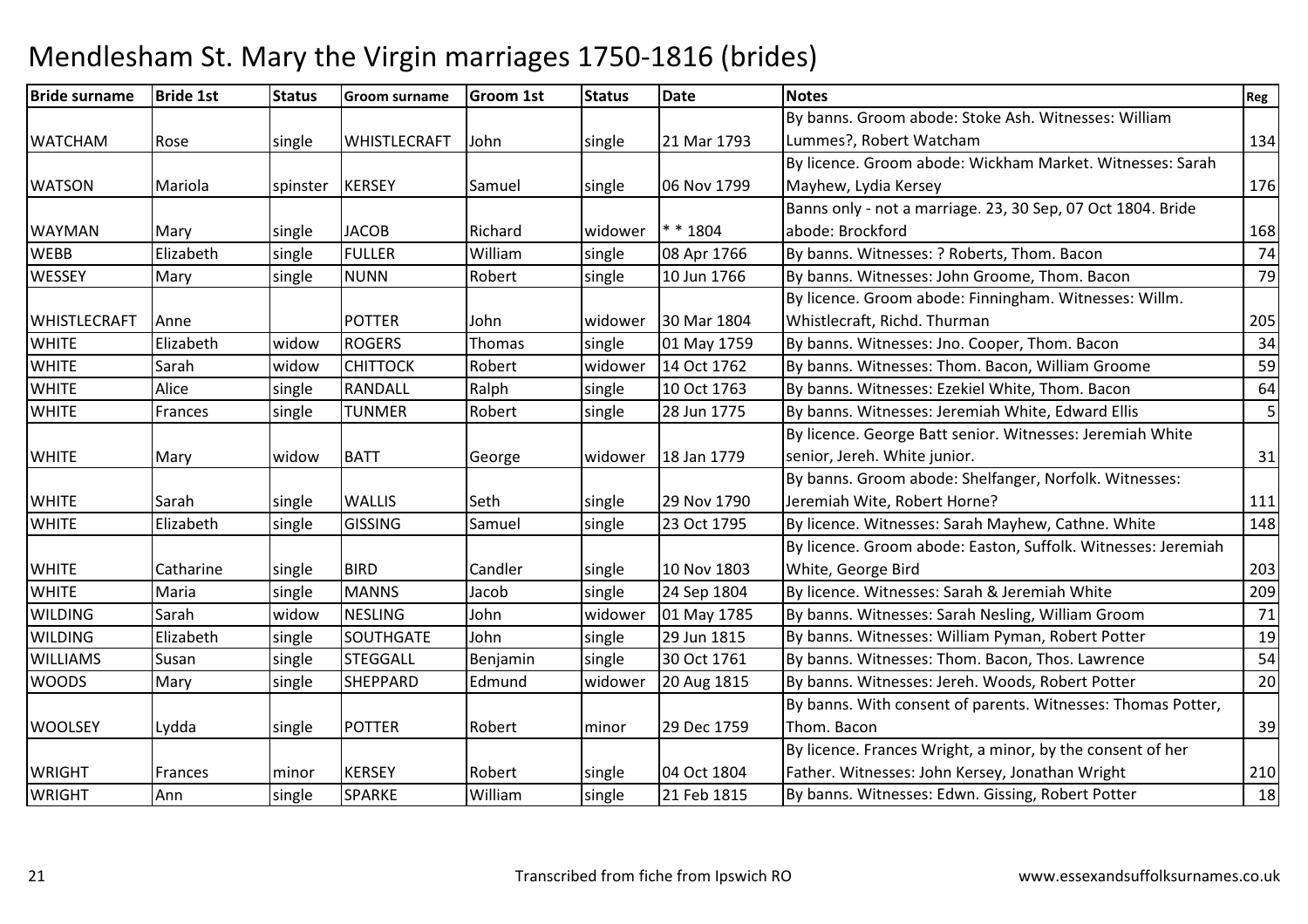# Mendlesham St. Mary the Virgin marriages 1750-1816 (brides)

| Bride surname | Bride 1st | Status | Groom surname | Groom 1st | Status | Date | Notes | Reg |
|---|---|---|---|---|---|---|---|---|
| WATCHAM | Rose | single | WHISTLECRAFT | John | single | 21 Mar 1793 | By banns. Groom abode: Stoke Ash. Witnesses: William Lummes?, Robert Watcham | 134 |
| WATSON | Mariola | spinster | KERSEY | Samuel | single | 06 Nov 1799 | By licence. Groom abode: Wickham Market. Witnesses: Sarah Mayhew, Lydia Kersey | 176 |
| WAYMAN | Mary | single | JACOB | Richard | widower | * * 1804 | Banns only - not a marriage. 23, 30 Sep, 07 Oct 1804. Bride abode: Brockford | 168 |
| WEBB | Elizabeth | single | FULLER | William | single | 08 Apr 1766 | By banns. Witnesses: ? Roberts, Thom. Bacon | 74 |
| WESSEY | Mary | single | NUNN | Robert | single | 10 Jun 1766 | By banns. Witnesses: John Groome, Thom. Bacon | 79 |
| WHISTLECRAFT | Anne | | POTTER | John | widower | 30 Mar 1804 | By licence. Groom abode: Finningham. Witnesses: Willm. Whistlecraft, Richd. Thurman | 205 |
| WHITE | Elizabeth | widow | ROGERS | Thomas | single | 01 May 1759 | By banns. Witnesses: Jno. Cooper, Thom. Bacon | 34 |
| WHITE | Sarah | widow | CHITTOCK | Robert | widower | 14 Oct 1762 | By banns. Witnesses: Thom. Bacon, William Groome | 59 |
| WHITE | Alice | single | RANDALL | Ralph | single | 10 Oct 1763 | By banns. Witnesses: Ezekiel White, Thom. Bacon | 64 |
| WHITE | Frances | single | TUNMER | Robert | single | 28 Jun 1775 | By banns. Witnesses: Jeremiah White, Edward Ellis | 5 |
| WHITE | Mary | widow | BATT | George | widower | 18 Jan 1779 | By licence. George Batt senior. Witnesses: Jeremiah White senior, Jereh. White junior. | 31 |
| WHITE | Sarah | single | WALLIS | Seth | single | 29 Nov 1790 | By banns. Groom abode: Shelfanger, Norfolk. Witnesses: Jeremiah Wite, Robert Horne? | 111 |
| WHITE | Elizabeth | single | GISSING | Samuel | single | 23 Oct 1795 | By licence. Witnesses: Sarah Mayhew, Cathne. White | 148 |
| WHITE | Catharine | single | BIRD | Candler | single | 10 Nov 1803 | By licence. Groom abode: Easton, Suffolk. Witnesses: Jeremiah White, George Bird | 203 |
| WHITE | Maria | single | MANNS | Jacob | single | 24 Sep 1804 | By licence. Witnesses: Sarah & Jeremiah White | 209 |
| WILDING | Sarah | widow | NESLING | John | widower | 01 May 1785 | By banns. Witnesses: Sarah Nesling, William Groom | 71 |
| WILDING | Elizabeth | single | SOUTHGATE | John | single | 29 Jun 1815 | By banns. Witnesses: William Pyman, Robert Potter | 19 |
| WILLIAMS | Susan | single | STEGGALL | Benjamin | single | 30 Oct 1761 | By banns. Witnesses: Thom. Bacon, Thos. Lawrence | 54 |
| WOODS | Mary | single | SHEPPARD | Edmund | widower | 20 Aug 1815 | By banns. Witnesses: Jereh. Woods, Robert Potter | 20 |
| WOOLSEY | Lydda | single | POTTER | Robert | minor | 29 Dec 1759 | By banns. With consent of parents. Witnesses: Thomas Potter, Thom. Bacon | 39 |
| WRIGHT | Frances | minor | KERSEY | Robert | single | 04 Oct 1804 | By licence. Frances Wright, a minor, by the consent of her Father. Witnesses: John Kersey, Jonathan Wright | 210 |
| WRIGHT | Ann | single | SPARKE | William | single | 21 Feb 1815 | By banns. Witnesses: Edwn. Gissing, Robert Potter | 18 |

Transcribed from fiche from Ipswich RO

www.essexandsuffolksurnames.co.uk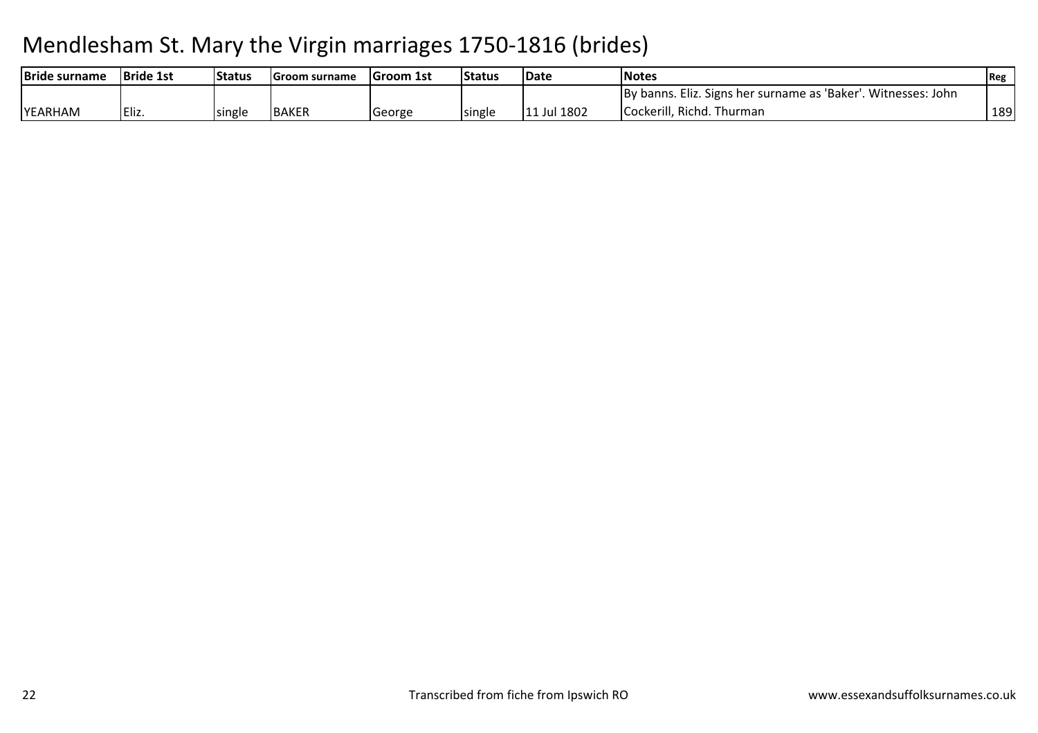# Mendlesham St. Mary the Virgin marriages 1750-1816 (brides)

| Bride surname | Bride 1st | Status | Groom surname | Groom 1st | Status | Date | Notes | Reg |
|---|---|---|---|---|---|---|---|---|
| YEARHAM | Eliz. | single | BAKER | George | single | 11 Jul 1802 | By banns. Eliz. Signs her surname as 'Baker'. Witnesses: John Cockerill, Richd. Thurman | 189 |

Transcribed from fiche from Ipswich RO

www.essexandsuffolksurnames.co.uk